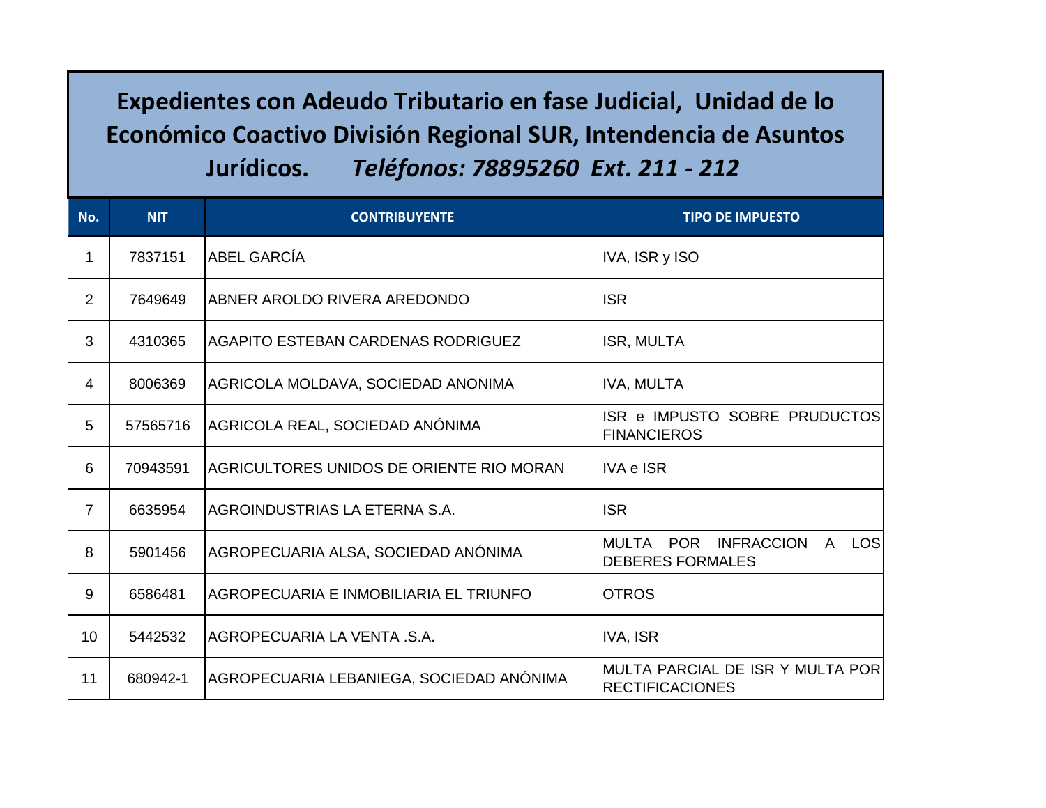# Expedientes con Adeudo Tributario en fase Judicial, Unidad de lo Económico Coactivo División Regional SUR, Intendencia de Asuntos Jurídicos. *Teléfonos: 78895260 Ext. 211 - 212*

| No. | NIT | CONTRIBUYENTE | TIPO DE IMPUESTO |
|---|---|---|---|
| 1 | 7837151 | ABEL GARCÍA | IVA, ISR y ISO |
| 2 | 7649649 | ABNER AROLDO RIVERA AREDONDO | ISR |
| 3 | 4310365 | AGAPITO ESTEBAN CARDENAS RODRIGUEZ | ISR, MULTA |
| 4 | 8006369 | AGRICOLA MOLDAVA, SOCIEDAD ANONIMA | IVA, MULTA |
| 5 | 57565716 | AGRICOLA REAL, SOCIEDAD ANÓNIMA | ISR e IMPUSTO SOBRE PRUDUCTOS FINANCIEROS |
| 6 | 70943591 | AGRICULTORES UNIDOS DE ORIENTE RIO MORAN | IVA e ISR |
| 7 | 6635954 | AGROINDUSTRIAS LA ETERNA S.A. | ISR |
| 8 | 5901456 | AGROPECUARIA ALSA, SOCIEDAD ANÓNIMA | MULTA POR INFRACCION A LOS DEBERES FORMALES |
| 9 | 6586481 | AGROPECUARIA E INMOBILIARIA EL TRIUNFO | OTROS |
| 10 | 5442532 | AGROPECUARIA LA VENTA .S.A. | IVA, ISR |
| 11 | 680942-1 | AGROPECUARIA LEBANIEGA, SOCIEDAD ANÓNIMA | MULTA PARCIAL DE ISR Y MULTA POR RECTIFICACIONES |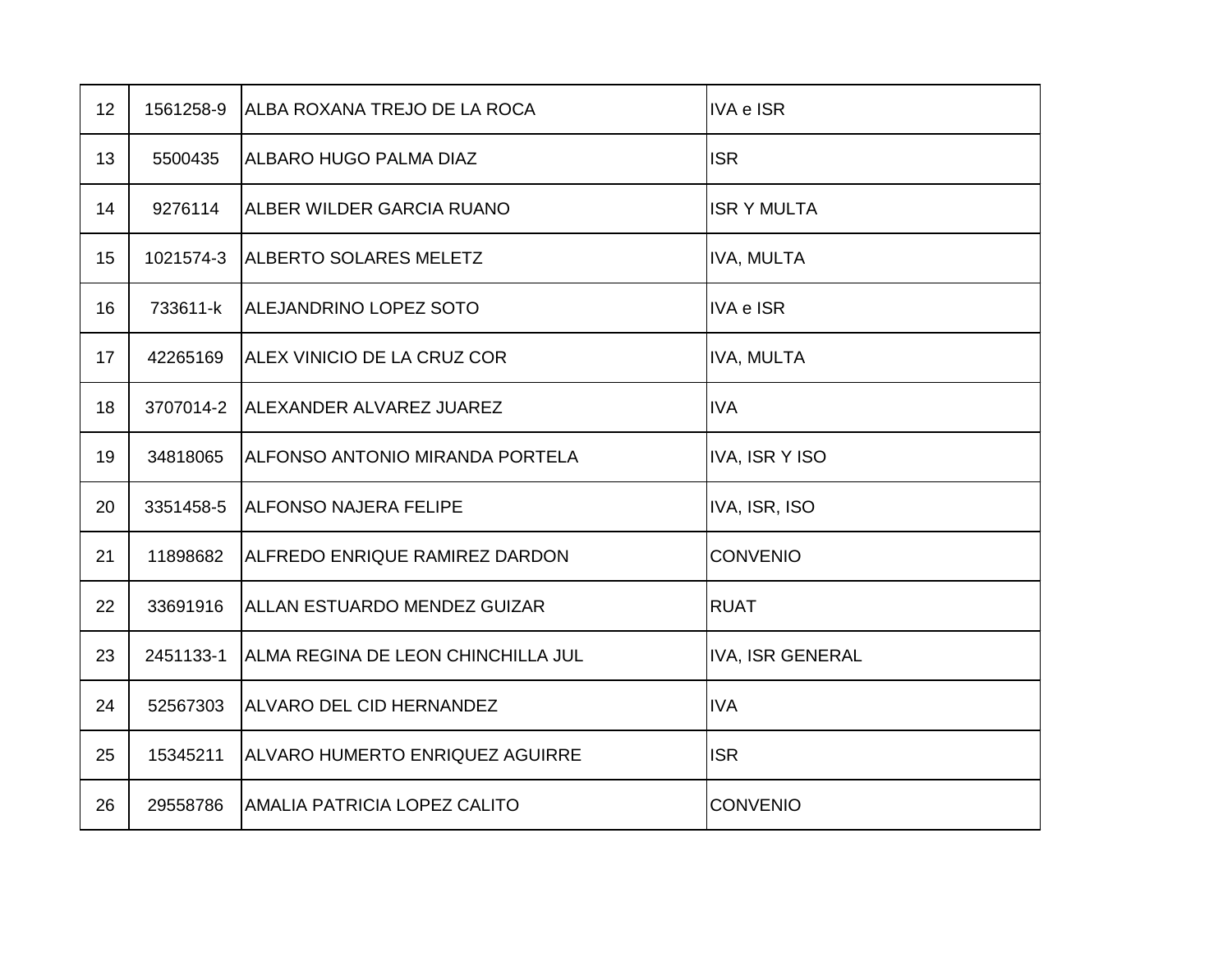| | | | |
|---|---|---|---|
| 12 | 1561258-9 | ALBA ROXANA TREJO DE LA ROCA | IVA e ISR |
| 13 | 5500435 | ALBARO HUGO PALMA DIAZ | ISR |
| 14 | 9276114 | ALBER WILDER GARCIA RUANO | ISR Y MULTA |
| 15 | 1021574-3 | ALBERTO SOLARES MELETZ | IVA, MULTA |
| 16 | 733611-k | ALEJANDRINO LOPEZ SOTO | IVA e ISR |
| 17 | 42265169 | ALEX VINICIO DE LA CRUZ COR | IVA, MULTA |
| 18 | 3707014-2 | ALEXANDER ALVAREZ JUAREZ | IVA |
| 19 | 34818065 | ALFONSO ANTONIO MIRANDA PORTELA | IVA, ISR Y ISO |
| 20 | 3351458-5 | ALFONSO NAJERA FELIPE | IVA, ISR, ISO |
| 21 | 11898682 | ALFREDO ENRIQUE RAMIREZ DARDON | CONVENIO |
| 22 | 33691916 | ALLAN ESTUARDO MENDEZ GUIZAR | RUAT |
| 23 | 2451133-1 | ALMA REGINA DE LEON CHINCHILLA JUL | IVA, ISR GENERAL |
| 24 | 52567303 | ALVARO DEL CID HERNANDEZ | IVA |
| 25 | 15345211 | ALVARO HUMERTO ENRIQUEZ AGUIRRE | ISR |
| 26 | 29558786 | AMALIA PATRICIA LOPEZ CALITO | CONVENIO |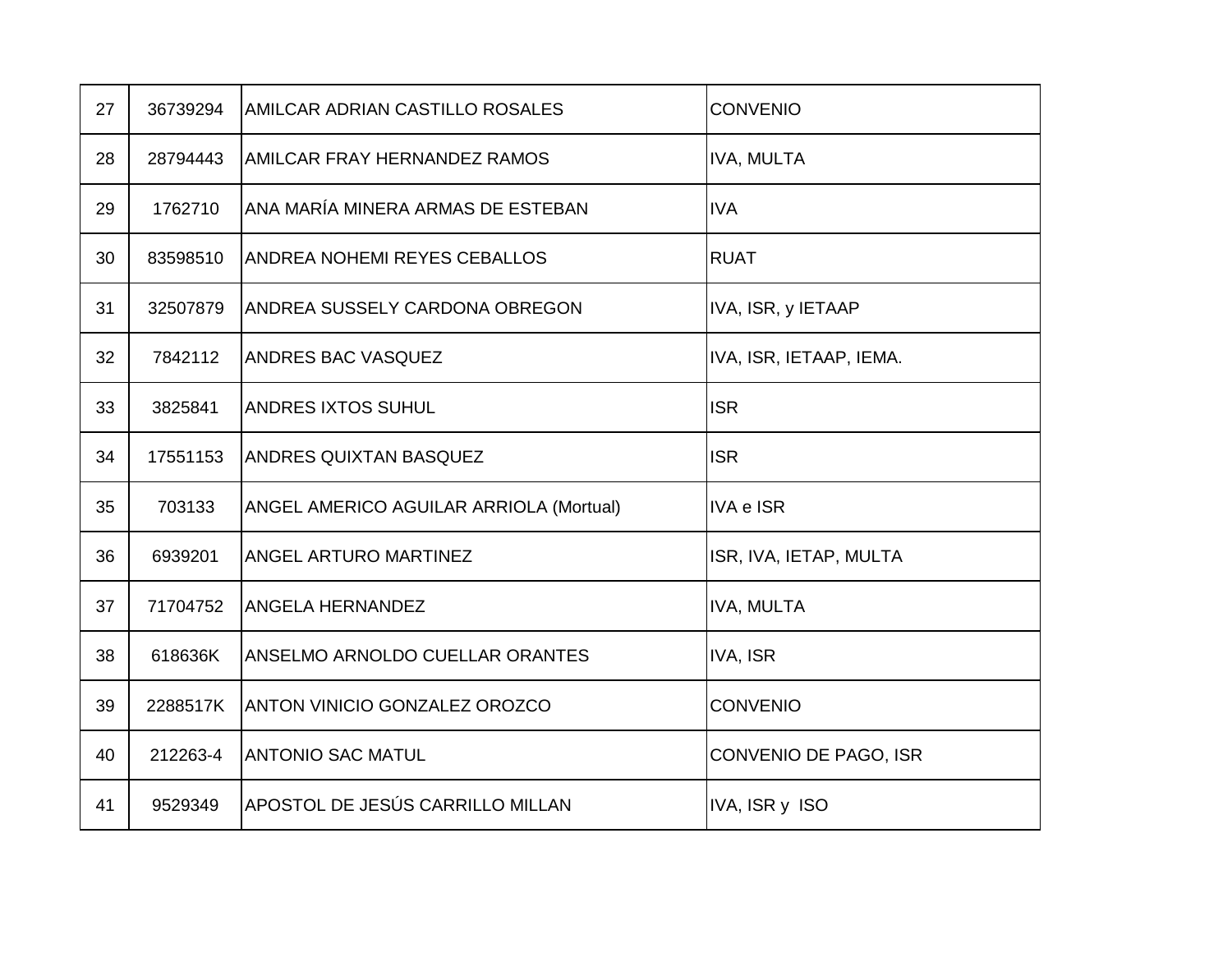| 27 | 36739294 | AMILCAR ADRIAN CASTILLO ROSALES | CONVENIO |
|---|---|---|---|
| 28 | 28794443 | AMILCAR FRAY HERNANDEZ RAMOS | IVA, MULTA |
| 29 | 1762710 | ANA MARÍA MINERA ARMAS DE ESTEBAN | IVA |
| 30 | 83598510 | ANDREA NOHEMI REYES CEBALLOS | RUAT |
| 31 | 32507879 | ANDREA SUSSELY CARDONA OBREGON | IVA, ISR, y IETAAP |
| 32 | 7842112 | ANDRES BAC VASQUEZ | IVA, ISR, IETAAP, IEMA. |
| 33 | 3825841 | ANDRES IXTOS SUHUL | ISR |
| 34 | 17551153 | ANDRES QUIXTAN BASQUEZ | ISR |
| 35 | 703133 | ANGEL AMERICO AGUILAR ARRIOLA (Mortual) | IVA e ISR |
| 36 | 6939201 | ANGEL ARTURO MARTINEZ | ISR, IVA, IETAP, MULTA |
| 37 | 71704752 | ANGELA HERNANDEZ | IVA, MULTA |
| 38 | 618636K | ANSELMO ARNOLDO CUELLAR ORANTES | IVA, ISR |
| 39 | 2288517K | ANTON VINICIO GONZALEZ OROZCO | CONVENIO |
| 40 | 212263-4 | ANTONIO SAC MATUL | CONVENIO DE PAGO, ISR |
| 41 | 9529349 | APOSTOL DE JESÚS CARRILLO MILLAN | IVA, ISR y ISO |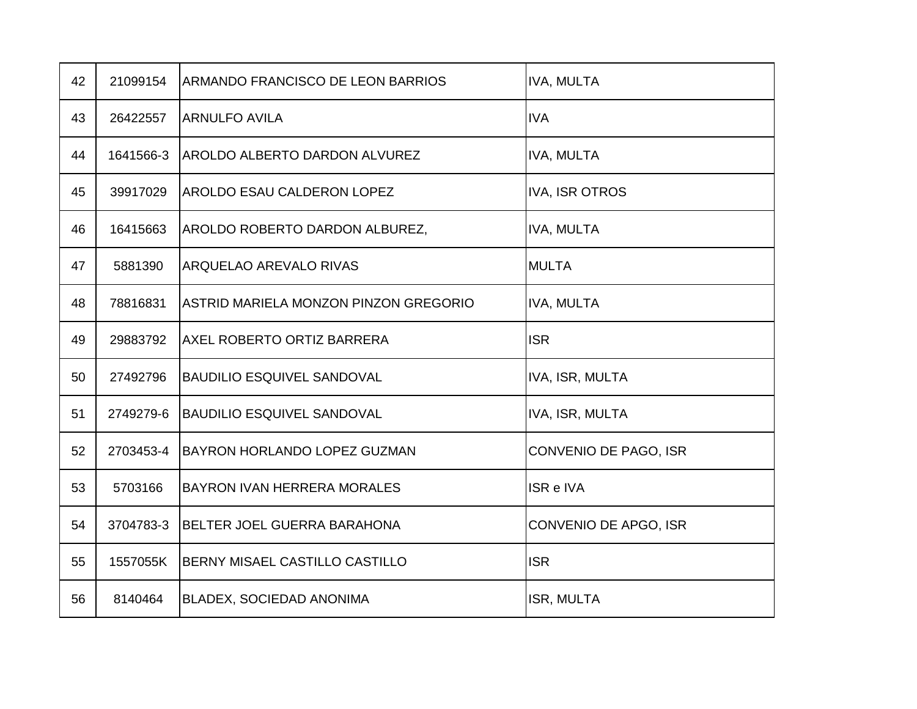| | | | |
|---|---|---|---|
| 42 | 21099154 | ARMANDO FRANCISCO DE LEON BARRIOS | IVA, MULTA |
| 43 | 26422557 | ARNULFO AVILA | IVA |
| 44 | 1641566-3 | AROLDO ALBERTO DARDON ALVUREZ | IVA, MULTA |
| 45 | 39917029 | AROLDO ESAU CALDERON LOPEZ | IVA, ISR OTROS |
| 46 | 16415663 | AROLDO ROBERTO DARDON ALBUREZ, | IVA, MULTA |
| 47 | 5881390 | ARQUELAO AREVALO RIVAS | MULTA |
| 48 | 78816831 | ASTRID MARIELA MONZON PINZON GREGORIO | IVA, MULTA |
| 49 | 29883792 | AXEL ROBERTO ORTIZ BARRERA | ISR |
| 50 | 27492796 | BAUDILIO ESQUIVEL SANDOVAL | IVA, ISR, MULTA |
| 51 | 2749279-6 | BAUDILIO ESQUIVEL SANDOVAL | IVA, ISR, MULTA |
| 52 | 2703453-4 | BAYRON HORLANDO LOPEZ GUZMAN | CONVENIO DE PAGO, ISR |
| 53 | 5703166 | BAYRON IVAN HERRERA MORALES | ISR e IVA |
| 54 | 3704783-3 | BELTER JOEL GUERRA BARAHONA | CONVENIO DE APGO, ISR |
| 55 | 1557055K | BERNY MISAEL CASTILLO CASTILLO | ISR |
| 56 | 8140464 | BLADEX, SOCIEDAD ANONIMA | ISR, MULTA |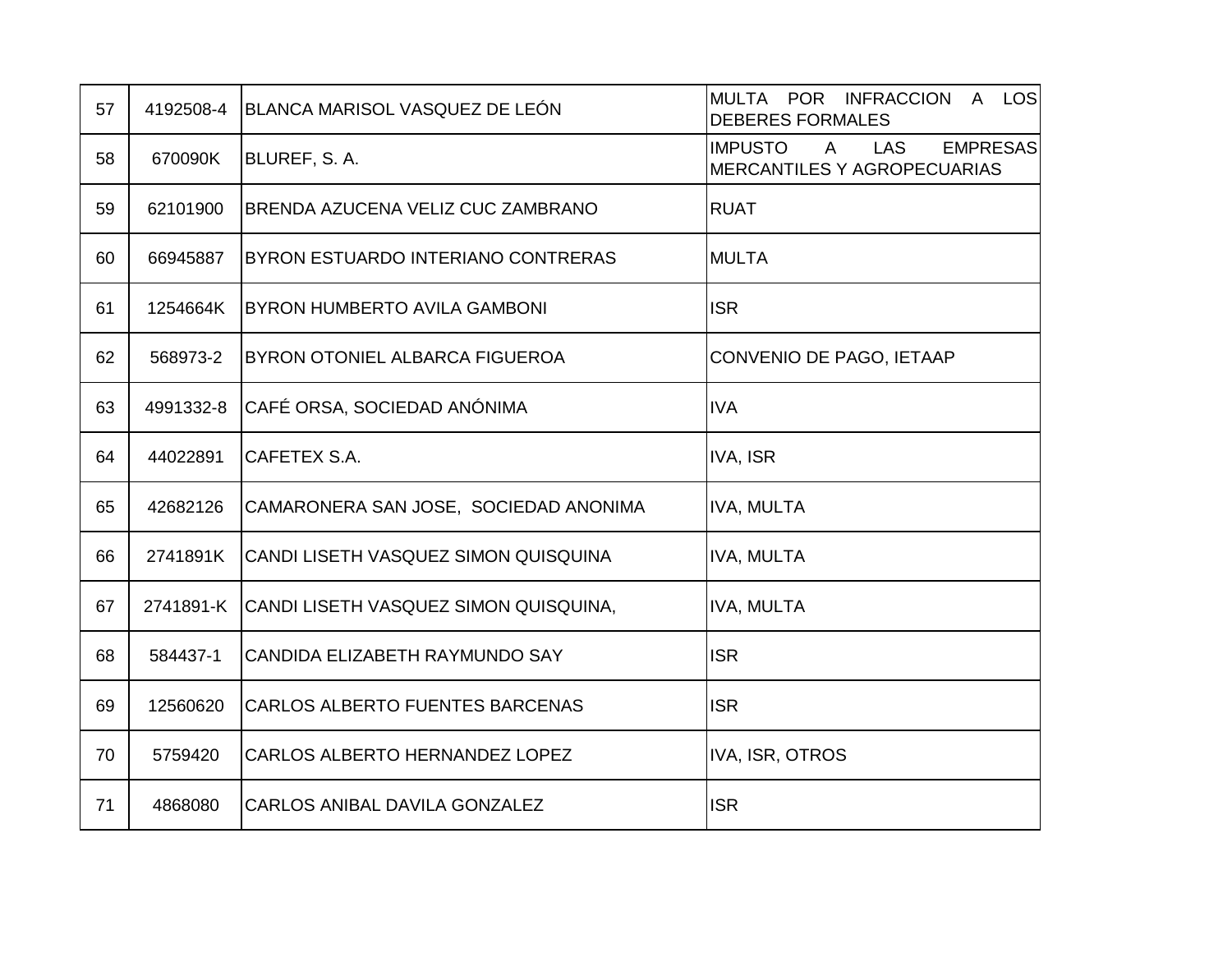| 57 | 4192508-4 | BLANCA MARISOL VASQUEZ DE LEÓN | MULTA POR INFRACCION A LOS DEBERES FORMALES |
|---|---|---|---|
| 58 | 670090K | BLUREF, S. A. | IMPUESTO A LAS EMPRESAS MERCANTILES Y AGROPECUARIAS |
| 59 | 62101900 | BRENDA AZUCENA VELIZ CUC ZAMBRANO | RUAT |
| 60 | 66945887 | BYRON ESTUARDO INTERIANO CONTRERAS | MULTA |
| 61 | 1254664K | BYRON HUMBERTO AVILA GAMBONI | ISR |
| 62 | 568973-2 | BYRON OTONIEL ALBARCA FIGUEROA | CONVENIO DE PAGO, IETAAP |
| 63 | 4991332-8 | CAFÉ ORSA, SOCIEDAD ANÓNIMA | IVA |
| 64 | 44022891 | CAFETEX S.A. | IVA, ISR |
| 65 | 42682126 | CAMARONERA SAN JOSE, SOCIEDAD ANONIMA | IVA, MULTA |
| 66 | 2741891K | CANDI LISETH VASQUEZ SIMON QUISQUINA | IVA, MULTA |
| 67 | 2741891-K | CANDI LISETH VASQUEZ SIMON QUISQUINA, | IVA, MULTA |
| 68 | 584437-1 | CANDIDA ELIZABETH RAYMUNDO SAY | ISR |
| 69 | 12560620 | CARLOS ALBERTO FUENTES BARCENAS | ISR |
| 70 | 5759420 | CARLOS ALBERTO HERNANDEZ LOPEZ | IVA, ISR, OTROS |
| 71 | 4868080 | CARLOS ANIBAL DAVILA GONZALEZ | ISR |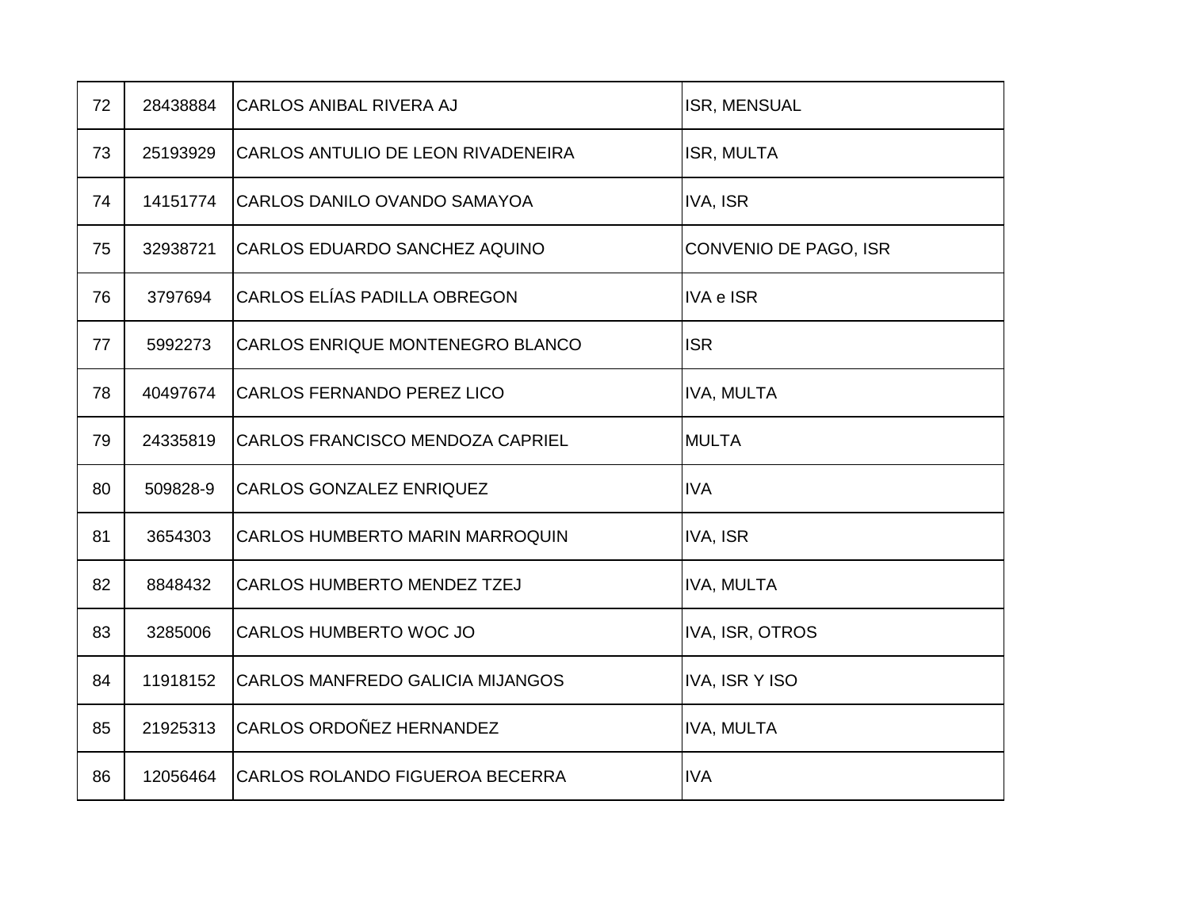| 72 | 28438884 | CARLOS ANIBAL RIVERA AJ | ISR, MENSUAL |
|---|---|---|---|
| 73 | 25193929 | CARLOS ANTULIO DE LEON RIVADENEIRA | ISR, MULTA |
| 74 | 14151774 | CARLOS DANILO OVANDO SAMAYOA | IVA, ISR |
| 75 | 32938721 | CARLOS EDUARDO SANCHEZ AQUINO | CONVENIO DE PAGO, ISR |
| 76 | 3797694 | CARLOS ELÍAS PADILLA OBREGON | IVA e ISR |
| 77 | 5992273 | CARLOS ENRIQUE MONTENEGRO BLANCO | ISR |
| 78 | 40497674 | CARLOS FERNANDO PEREZ LICO | IVA, MULTA |
| 79 | 24335819 | CARLOS FRANCISCO MENDOZA CAPRIEL | MULTA |
| 80 | 509828-9 | CARLOS GONZALEZ ENRIQUEZ | IVA |
| 81 | 3654303 | CARLOS HUMBERTO MARIN MARROQUIN | IVA, ISR |
| 82 | 8848432 | CARLOS HUMBERTO MENDEZ TZEJ | IVA, MULTA |
| 83 | 3285006 | CARLOS HUMBERTO WOC JO | IVA, ISR, OTROS |
| 84 | 11918152 | CARLOS MANFREDO GALICIA MIJANGOS | IVA, ISR Y ISO |
| 85 | 21925313 | CARLOS ORDOÑEZ HERNANDEZ | IVA, MULTA |
| 86 | 12056464 | CARLOS ROLANDO FIGUEROA BECERRA | IVA |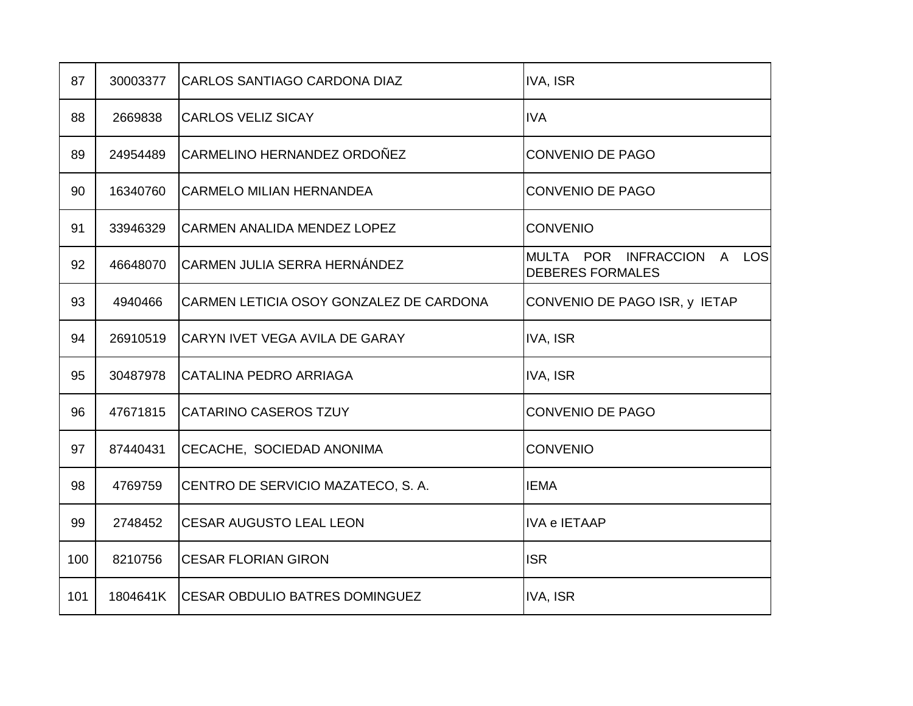| 87 | 30003377 | CARLOS SANTIAGO CARDONA DIAZ | IVA, ISR |
|---|---|---|---|
| 88 | 2669838 | CARLOS VELIZ SICAY | IVA |
| 89 | 24954489 | CARMELINO HERNANDEZ ORDOÑEZ | CONVENIO DE PAGO |
| 90 | 16340760 | CARMELO MILIAN HERNANDEA | CONVENIO DE PAGO |
| 91 | 33946329 | CARMEN ANALIDA MENDEZ LOPEZ | CONVENIO |
| 92 | 46648070 | CARMEN JULIA SERRA HERNÁNDEZ | MULTA POR INFRACCION A LOS DEBERES FORMALES |
| 93 | 4940466 | CARMEN LETICIA OSOY GONZALEZ DE CARDONA | CONVENIO DE PAGO ISR, y IETAP |
| 94 | 26910519 | CARYN IVET VEGA AVILA DE GARAY | IVA, ISR |
| 95 | 30487978 | CATALINA PEDRO ARRIAGA | IVA, ISR |
| 96 | 47671815 | CATARINO CASEROS TZUY | CONVENIO DE PAGO |
| 97 | 87440431 | CECACHE, SOCIEDAD ANONIMA | CONVENIO |
| 98 | 4769759 | CENTRO DE SERVICIO MAZATECO, S. A. | IEMA |
| 99 | 2748452 | CESAR AUGUSTO LEAL LEON | IVA e IETAAP |
| 100 | 8210756 | CESAR FLORIAN GIRON | ISR |
| 101 | 1804641K | CESAR OBDULIO BATRES DOMINGUEZ | IVA, ISR |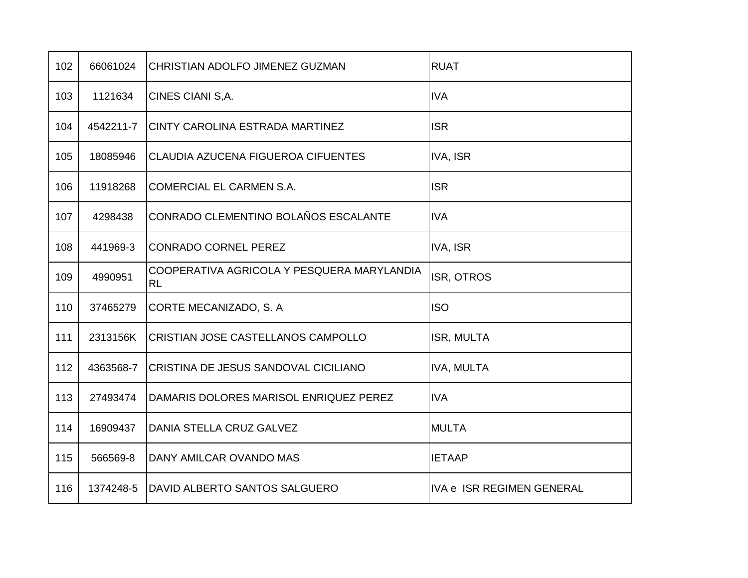| 102 | 66061024 | CHRISTIAN ADOLFO JIMENEZ GUZMAN | RUAT |
|---|---|---|---|
| 103 | 1121634 | CINES CIANI S,A. | IVA |
| 104 | 4542211-7 | CINTY CAROLINA ESTRADA MARTINEZ | ISR |
| 105 | 18085946 | CLAUDIA AZUCENA FIGUEROA CIFUENTES | IVA, ISR |
| 106 | 11918268 | COMERCIAL EL CARMEN S.A. | ISR |
| 107 | 4298438 | CONRADO CLEMENTINO BOLAÑOS ESCALANTE | IVA |
| 108 | 441969-3 | CONRADO CORNEL PEREZ | IVA, ISR |
| 109 | 4990951 | COOPERATIVA AGRICOLA Y PESQUERA MARYLANDIA RL | ISR, OTROS |
| 110 | 37465279 | CORTE MECANIZADO, S. A | ISO |
| 111 | 2313156K | CRISTIAN JOSE CASTELLANOS CAMPOLLO | ISR, MULTA |
| 112 | 4363568-7 | CRISTINA DE JESUS SANDOVAL CICILIANO | IVA, MULTA |
| 113 | 27493474 | DAMARIS DOLORES MARISOL ENRIQUEZ PEREZ | IVA |
| 114 | 16909437 | DANIA STELLA CRUZ GALVEZ | MULTA |
| 115 | 566569-8 | DANY AMILCAR OVANDO MAS | IETAAP |
| 116 | 1374248-5 | DAVID ALBERTO SANTOS SALGUERO | IVA e ISR REGIMEN GENERAL |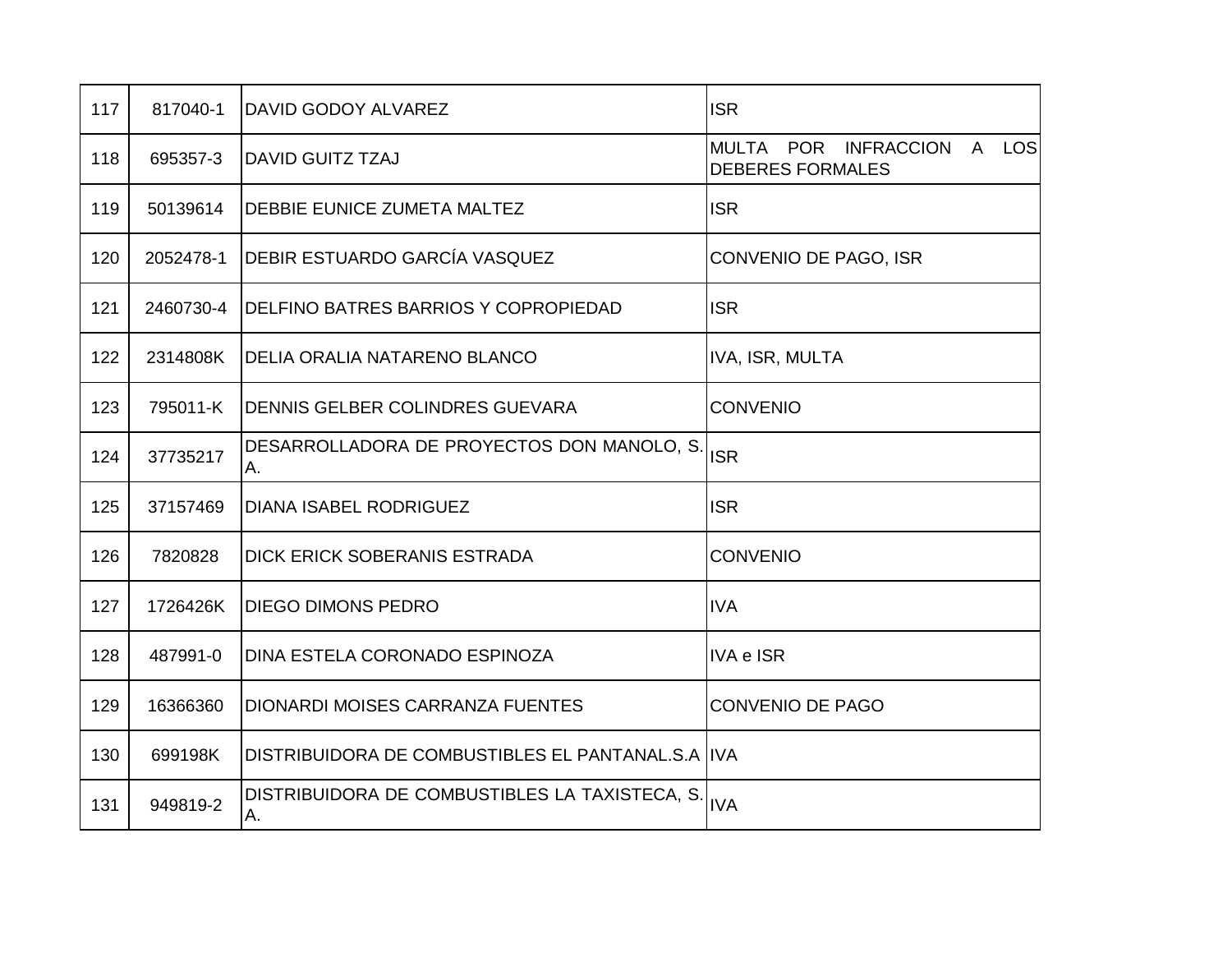| 117 | 817040-1 | DAVID GODOY ALVAREZ | ISR |
|---|---|---|---|
| 118 | 695357-3 | DAVID GUITZ TZAJ | MULTA POR INFRACCION A LOS DEBERES FORMALES |
| 119 | 50139614 | DEBBIE EUNICE ZUMETA MALTEZ | ISR |
| 120 | 2052478-1 | DEBIR ESTUARDO GARCÍA VASQUEZ | CONVENIO DE PAGO, ISR |
| 121 | 2460730-4 | DELFINO BATRES BARRIOS Y COPROPIEDAD | ISR |
| 122 | 2314808K | DELIA ORALIA NATARENO BLANCO | IVA, ISR, MULTA |
| 123 | 795011-K | DENNIS GELBER COLINDRES GUEVARA | CONVENIO |
| 124 | 37735217 | DESARROLLADORA DE PROYECTOS DON MANOLO, S. A. | ISR |
| 125 | 37157469 | DIANA ISABEL RODRIGUEZ | ISR |
| 126 | 7820828 | DICK ERICK SOBERANIS ESTRADA | CONVENIO |
| 127 | 1726426K | DIEGO DIMONS PEDRO | IVA |
| 128 | 487991-0 | DINA ESTELA CORONADO ESPINOZA | IVA e ISR |
| 129 | 16366360 | DIONARDI MOISES CARRANZA FUENTES | CONVENIO DE PAGO |
| 130 | 699198K | DISTRIBUIDORA DE COMBUSTIBLES EL PANTANAL.S.A | IVA |
| 131 | 949819-2 | DISTRIBUIDORA DE COMBUSTIBLES LA TAXISTECA, S. A. | IVA |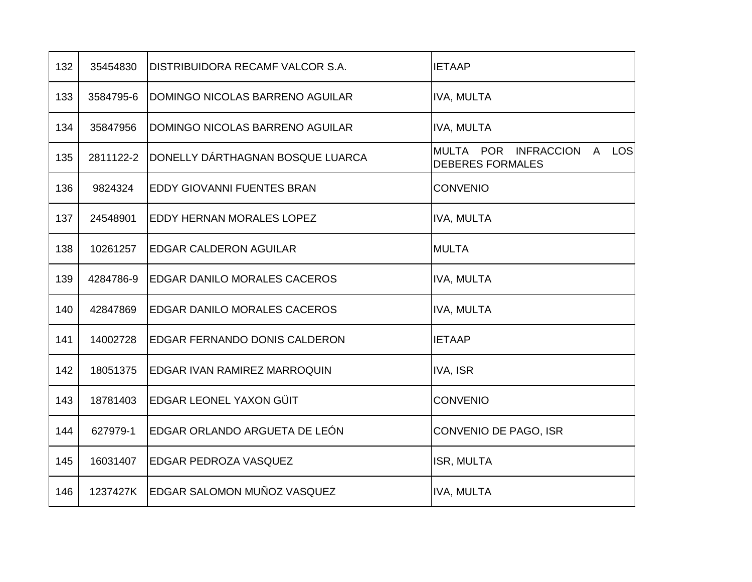| | | | |
|---|---|---|---|
| 132 | 35454830 | DISTRIBUIDORA RECAMF VALCOR S.A. | IETAAP |
| 133 | 3584795-6 | DOMINGO NICOLAS BARRENO AGUILAR | IVA, MULTA |
| 134 | 35847956 | DOMINGO NICOLAS BARRENO AGUILAR | IVA, MULTA |
| 135 | 2811122-2 | DONELLY DÁRTHAGNAN BOSQUE LUARCA | MULTA POR INFRACCION A LOS DEBERES FORMALES |
| 136 | 9824324 | EDDY GIOVANNI FUENTES BRAN | CONVENIO |
| 137 | 24548901 | EDDY HERNAN MORALES LOPEZ | IVA, MULTA |
| 138 | 10261257 | EDGAR CALDERON AGUILAR | MULTA |
| 139 | 4284786-9 | EDGAR DANILO MORALES CACEROS | IVA, MULTA |
| 140 | 42847869 | EDGAR DANILO MORALES CACEROS | IVA, MULTA |
| 141 | 14002728 | EDGAR FERNANDO DONIS CALDERON | IETAAP |
| 142 | 18051375 | EDGAR IVAN RAMIREZ MARROQUIN | IVA, ISR |
| 143 | 18781403 | EDGAR LEONEL YAXON GÜIT | CONVENIO |
| 144 | 627979-1 | EDGAR ORLANDO ARGUETA DE LEÓN | CONVENIO DE PAGO, ISR |
| 145 | 16031407 | EDGAR PEDROZA VASQUEZ | ISR, MULTA |
| 146 | 1237427K | EDGAR SALOMON MUÑOZ VASQUEZ | IVA, MULTA |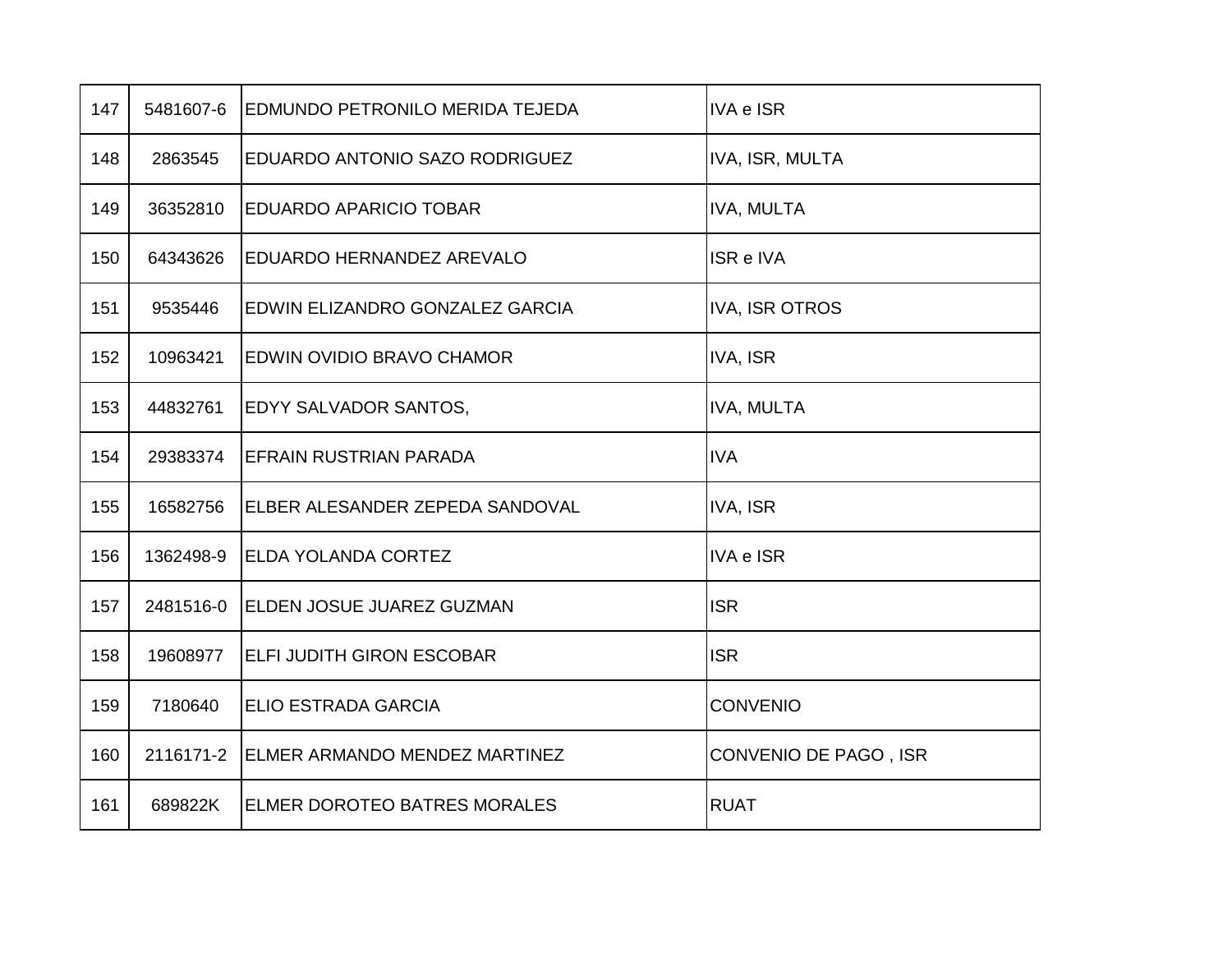| 147 | 5481607-6 | EDMUNDO PETRONILO MERIDA TEJEDA | IVA e ISR |
|---|---|---|---|
| 148 | 2863545 | EDUARDO ANTONIO SAZO RODRIGUEZ | IVA, ISR, MULTA |
| 149 | 36352810 | EDUARDO APARICIO TOBAR | IVA, MULTA |
| 150 | 64343626 | EDUARDO HERNANDEZ AREVALO | ISR e IVA |
| 151 | 9535446 | EDWIN ELIZANDRO GONZALEZ GARCIA | IVA, ISR OTROS |
| 152 | 10963421 | EDWIN OVIDIO BRAVO CHAMOR | IVA, ISR |
| 153 | 44832761 | EDYY SALVADOR SANTOS, | IVA, MULTA |
| 154 | 29383374 | EFRAIN RUSTRIAN PARADA | IVA |
| 155 | 16582756 | ELBER ALESANDER ZEPEDA SANDOVAL | IVA, ISR |
| 156 | 1362498-9 | ELDA YOLANDA CORTEZ | IVA e ISR |
| 157 | 2481516-0 | ELDEN JOSUE JUAREZ GUZMAN | ISR |
| 158 | 19608977 | ELFI JUDITH GIRON ESCOBAR | ISR |
| 159 | 7180640 | ELIO ESTRADA GARCIA | CONVENIO |
| 160 | 2116171-2 | ELMER ARMANDO MENDEZ MARTINEZ | CONVENIO DE PAGO , ISR |
| 161 | 689822K | ELMER DOROTEO BATRES MORALES | RUAT |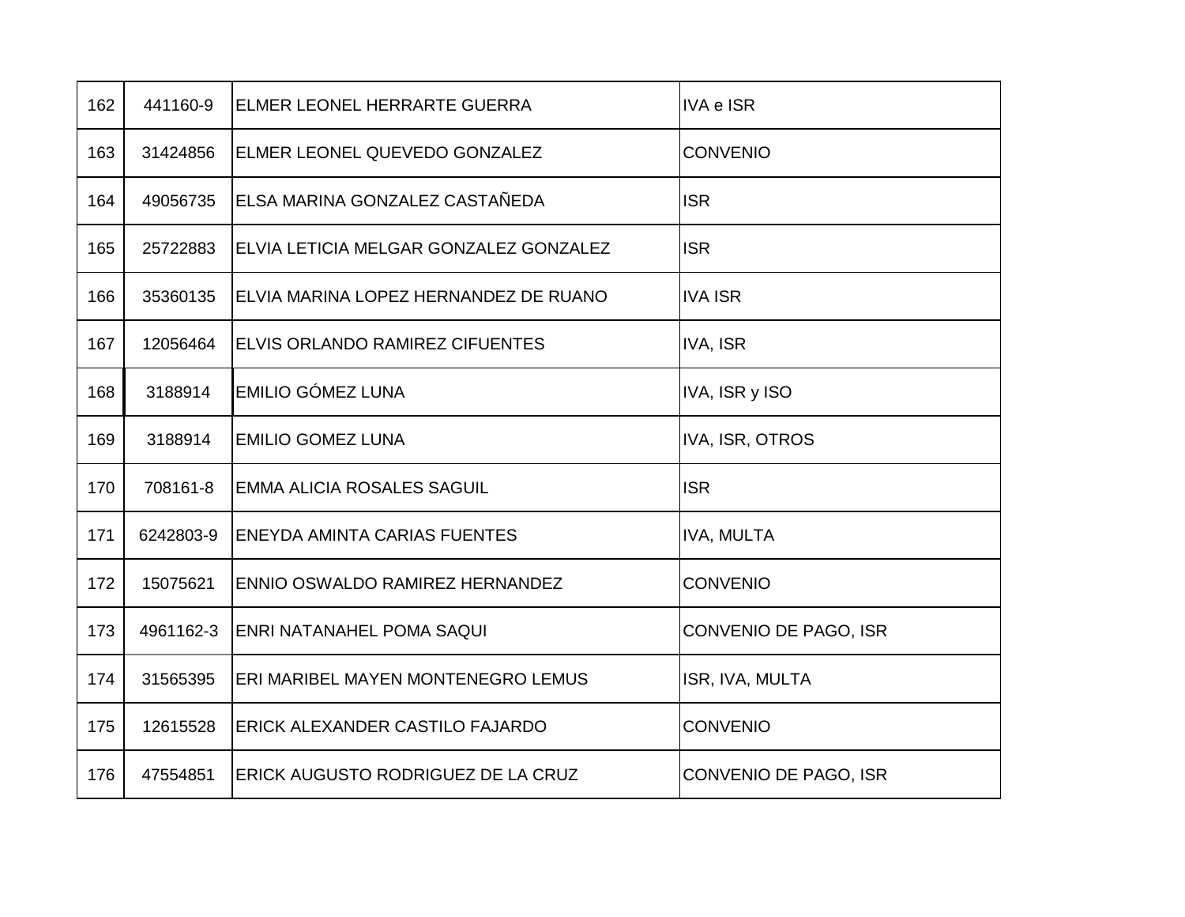| 162 | 441160-9 | ELMER LEONEL HERRARTE GUERRA | IVA e ISR |
|---|---|---|---|
| 163 | 31424856 | ELMER LEONEL QUEVEDO GONZALEZ | CONVENIO |
| 164 | 49056735 | ELSA MARINA GONZALEZ CASTAÑEDA | ISR |
| 165 | 25722883 | ELVIA LETICIA MELGAR GONZALEZ GONZALEZ | ISR |
| 166 | 35360135 | ELVIA MARINA LOPEZ HERNANDEZ DE RUANO | IVA ISR |
| 167 | 12056464 | ELVIS ORLANDO RAMIREZ CIFUENTES | IVA, ISR |
| 168 | 3188914 | EMILIO GÓMEZ LUNA | IVA, ISR y ISO |
| 169 | 3188914 | EMILIO GOMEZ LUNA | IVA, ISR, OTROS |
| 170 | 708161-8 | EMMA ALICIA ROSALES SAGUIL | ISR |
| 171 | 6242803-9 | ENEYDA AMINTA CARIAS FUENTES | IVA, MULTA |
| 172 | 15075621 | ENNIO OSWALDO RAMIREZ HERNANDEZ | CONVENIO |
| 173 | 4961162-3 | ENRI NATANAHEL POMA SAQUI | CONVENIO DE PAGO, ISR |
| 174 | 31565395 | ERI MARIBEL MAYEN MONTENEGRO LEMUS | ISR, IVA, MULTA |
| 175 | 12615528 | ERICK ALEXANDER CASTILO FAJARDO | CONVENIO |
| 176 | 47554851 | ERICK AUGUSTO RODRIGUEZ DE LA CRUZ | CONVENIO DE PAGO, ISR |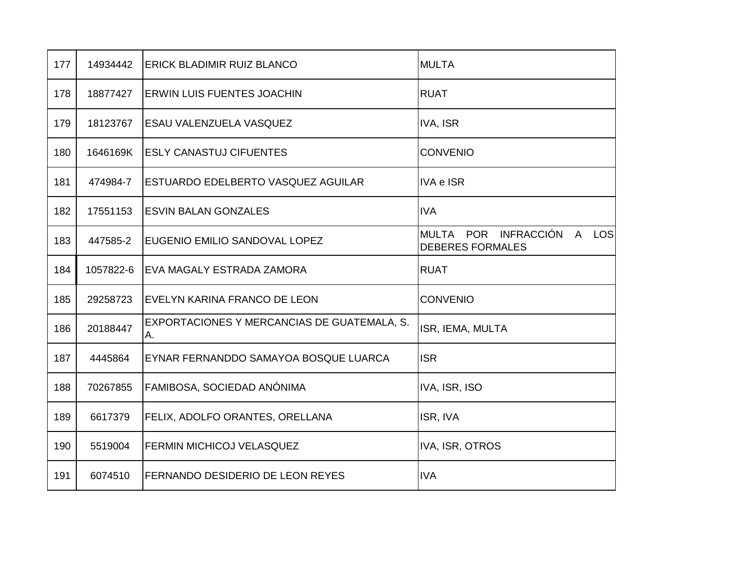| 177 | 14934442 | ERICK BLADIMIR RUIZ BLANCO | MULTA |
|---|---|---|---|
| 178 | 18877427 | ERWIN LUIS FUENTES JOACHIN | RUAT |
| 179 | 18123767 | ESAU VALENZUELA VASQUEZ | IVA, ISR |
| 180 | 1646169K | ESLY CANASTUJ CIFUENTES | CONVENIO |
| 181 | 474984-7 | ESTUARDO EDELBERTO VASQUEZ AGUILAR | IVA e ISR |
| 182 | 17551153 | ESVIN BALAN GONZALES | IVA |
| 183 | 447585-2 | EUGENIO EMILIO SANDOVAL LOPEZ | MULTA POR INFRACCIÓN A LOS DEBERES FORMALES |
| 184 | 1057822-6 | EVA MAGALY ESTRADA ZAMORA | RUAT |
| 185 | 29258723 | EVELYN KARINA FRANCO DE LEON | CONVENIO |
| 186 | 20188447 | EXPORTACIONES Y MERCANCIAS DE GUATEMALA, S. A. | ISR, IEMA, MULTA |
| 187 | 4445864 | EYNAR FERNANDDO SAMAYOA BOSQUE LUARCA | ISR |
| 188 | 70267855 | FAMIBOSA, SOCIEDAD ANÓNIMA | IVA, ISR, ISO |
| 189 | 6617379 | FELIX, ADOLFO ORANTES, ORELLANA | ISR, IVA |
| 190 | 5519004 | FERMIN MICHICOJ VELASQUEZ | IVA, ISR, OTROS |
| 191 | 6074510 | FERNANDO DESIDERIO DE LEON REYES | IVA |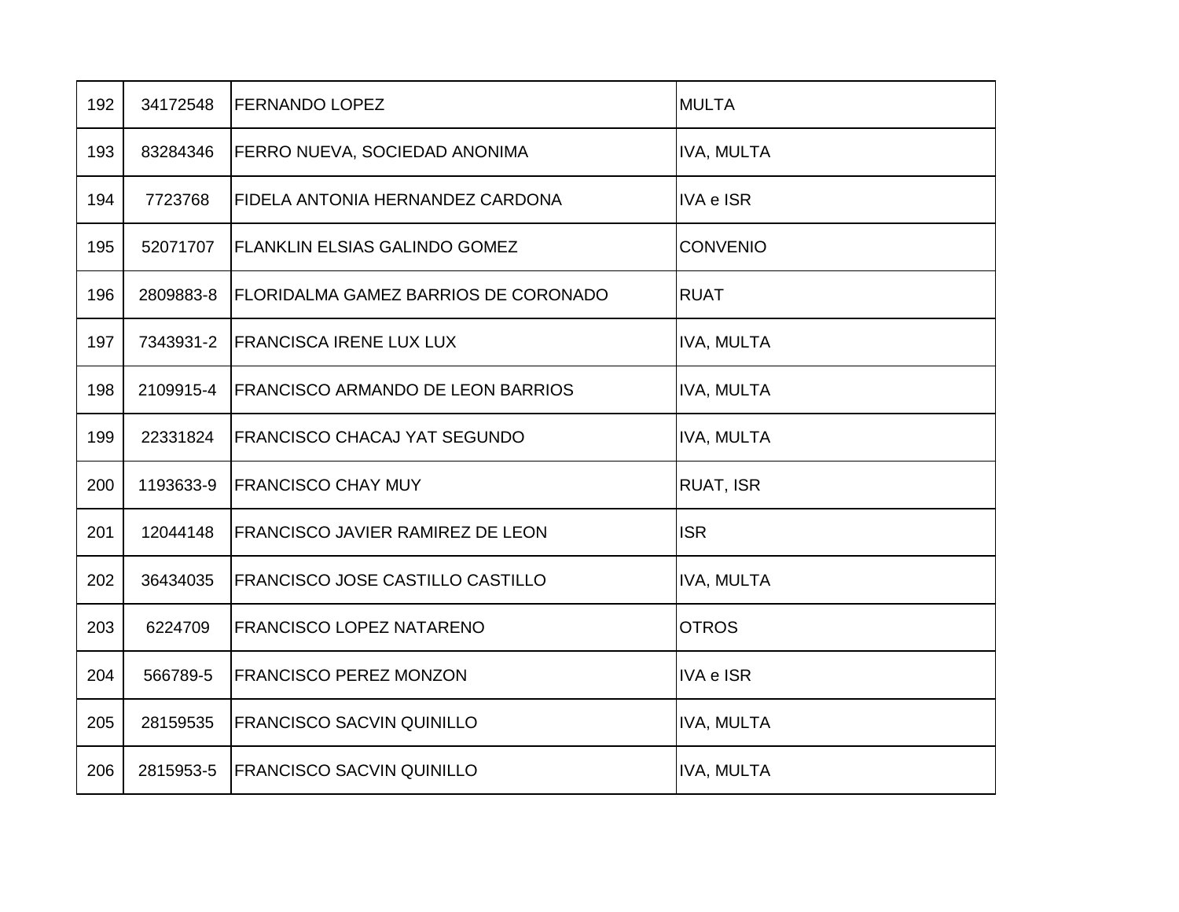| | | | |
|---|---|---|---|
| 192 | 34172548 | FERNANDO LOPEZ | MULTA |
| 193 | 83284346 | FERRO NUEVA, SOCIEDAD ANONIMA | IVA, MULTA |
| 194 | 7723768 | FIDELA ANTONIA HERNANDEZ CARDONA | IVA e ISR |
| 195 | 52071707 | FLANKLIN ELSIAS GALINDO GOMEZ | CONVENIO |
| 196 | 2809883-8 | FLORIDALMA GAMEZ BARRIOS DE CORONADO | RUAT |
| 197 | 7343931-2 | FRANCISCA IRENE LUX LUX | IVA, MULTA |
| 198 | 2109915-4 | FRANCISCO ARMANDO DE LEON BARRIOS | IVA, MULTA |
| 199 | 22331824 | FRANCISCO CHACAJ YAT SEGUNDO | IVA, MULTA |
| 200 | 1193633-9 | FRANCISCO CHAY MUY | RUAT, ISR |
| 201 | 12044148 | FRANCISCO JAVIER RAMIREZ DE LEON | ISR |
| 202 | 36434035 | FRANCISCO JOSE CASTILLO CASTILLO | IVA, MULTA |
| 203 | 6224709 | FRANCISCO LOPEZ NATARENO | OTROS |
| 204 | 566789-5 | FRANCISCO PEREZ MONZON | IVA e ISR |
| 205 | 28159535 | FRANCISCO SACVIN QUINILLO | IVA, MULTA |
| 206 | 2815953-5 | FRANCISCO SACVIN QUINILLO | IVA, MULTA |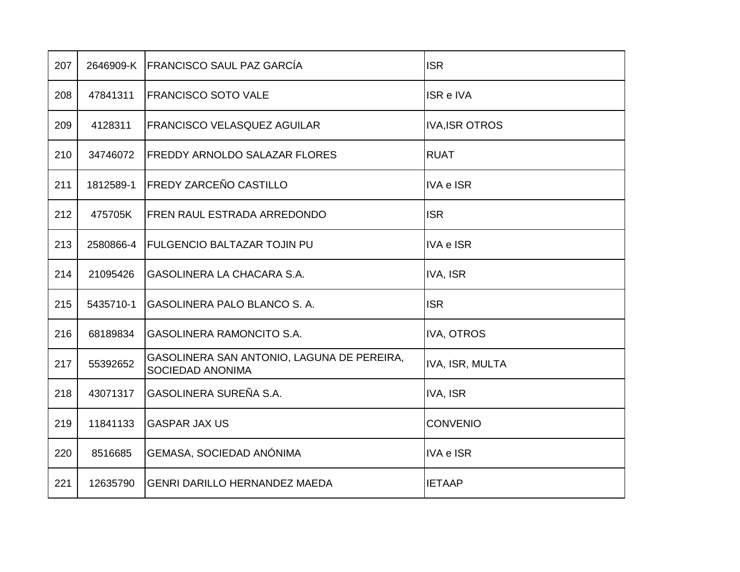| 207 | 2646909-K | FRANCISCO SAUL PAZ GARCÍA | ISR |
|---|---|---|---|
| 208 | 47841311 | FRANCISCO SOTO VALE | ISR e IVA |
| 209 | 4128311 | FRANCISCO VELASQUEZ AGUILAR | IVA,ISR OTROS |
| 210 | 34746072 | FREDDY ARNOLDO SALAZAR FLORES | RUAT |
| 211 | 1812589-1 | FREDY ZARCEÑO CASTILLO | IVA e ISR |
| 212 | 475705K | FREN RAUL ESTRADA ARREDONDO | ISR |
| 213 | 2580866-4 | FULGENCIO BALTAZAR TOJIN PU | IVA e ISR |
| 214 | 21095426 | GASOLINERA LA CHACARA S.A. | IVA, ISR |
| 215 | 5435710-1 | GASOLINERA PALO BLANCO S. A. | ISR |
| 216 | 68189834 | GASOLINERA RAMONCITO S.A. | IVA, OTROS |
| 217 | 55392652 | GASOLINERA SAN ANTONIO, LAGUNA DE PEREIRA, SOCIEDAD ANONIMA | IVA, ISR, MULTA |
| 218 | 43071317 | GASOLINERA SUREÑA S.A. | IVA, ISR |
| 219 | 11841133 | GASPAR JAX US | CONVENIO |
| 220 | 8516685 | GEMASA, SOCIEDAD ANÓNIMA | IVA e ISR |
| 221 | 12635790 | GENRI DARILLO HERNANDEZ MAEDA | IETAAP |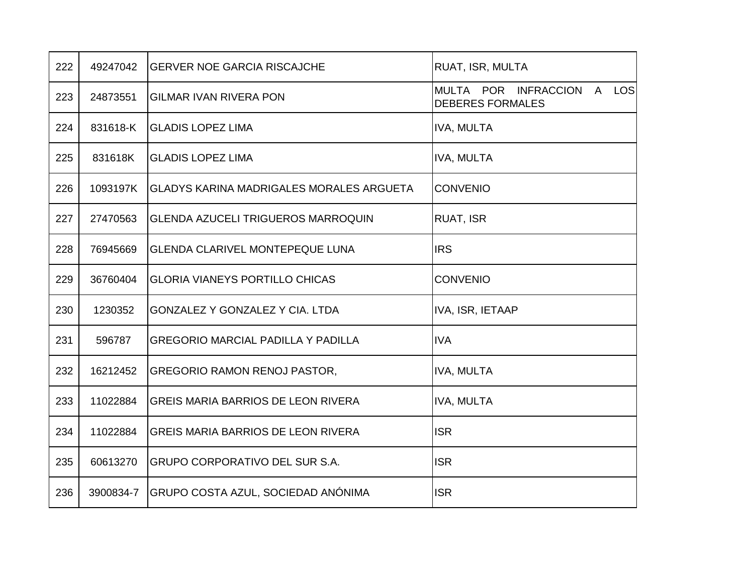| 222 | 49247042 | GERVER NOE GARCIA RISCAJCHE | RUAT, ISR, MULTA |
|---|---|---|---|
| 223 | 24873551 | GILMAR IVAN RIVERA PON | MULTA POR INFRACCION A LOS DEBERES FORMALES |
| 224 | 831618-K | GLADIS LOPEZ LIMA | IVA, MULTA |
| 225 | 831618K | GLADIS LOPEZ LIMA | IVA, MULTA |
| 226 | 1093197K | GLADYS KARINA MADRIGALES MORALES ARGUETA | CONVENIO |
| 227 | 27470563 | GLENDA AZUCELI TRIGUEROS MARROQUIN | RUAT, ISR |
| 228 | 76945669 | GLENDA CLARIVEL MONTEPEQUE LUNA | IRS |
| 229 | 36760404 | GLORIA VIANEYS PORTILLO CHICAS | CONVENIO |
| 230 | 1230352 | GONZALEZ Y GONZALEZ Y CIA. LTDA | IVA, ISR, IETAAP |
| 231 | 596787 | GREGORIO MARCIAL PADILLA Y PADILLA | IVA |
| 232 | 16212452 | GREGORIO RAMON RENOJ PASTOR, | IVA, MULTA |
| 233 | 11022884 | GREIS MARIA BARRIOS DE LEON RIVERA | IVA, MULTA |
| 234 | 11022884 | GREIS MARIA BARRIOS DE LEON RIVERA | ISR |
| 235 | 60613270 | GRUPO CORPORATIVO DEL SUR S.A. | ISR |
| 236 | 3900834-7 | GRUPO COSTA AZUL, SOCIEDAD ANÓNIMA | ISR |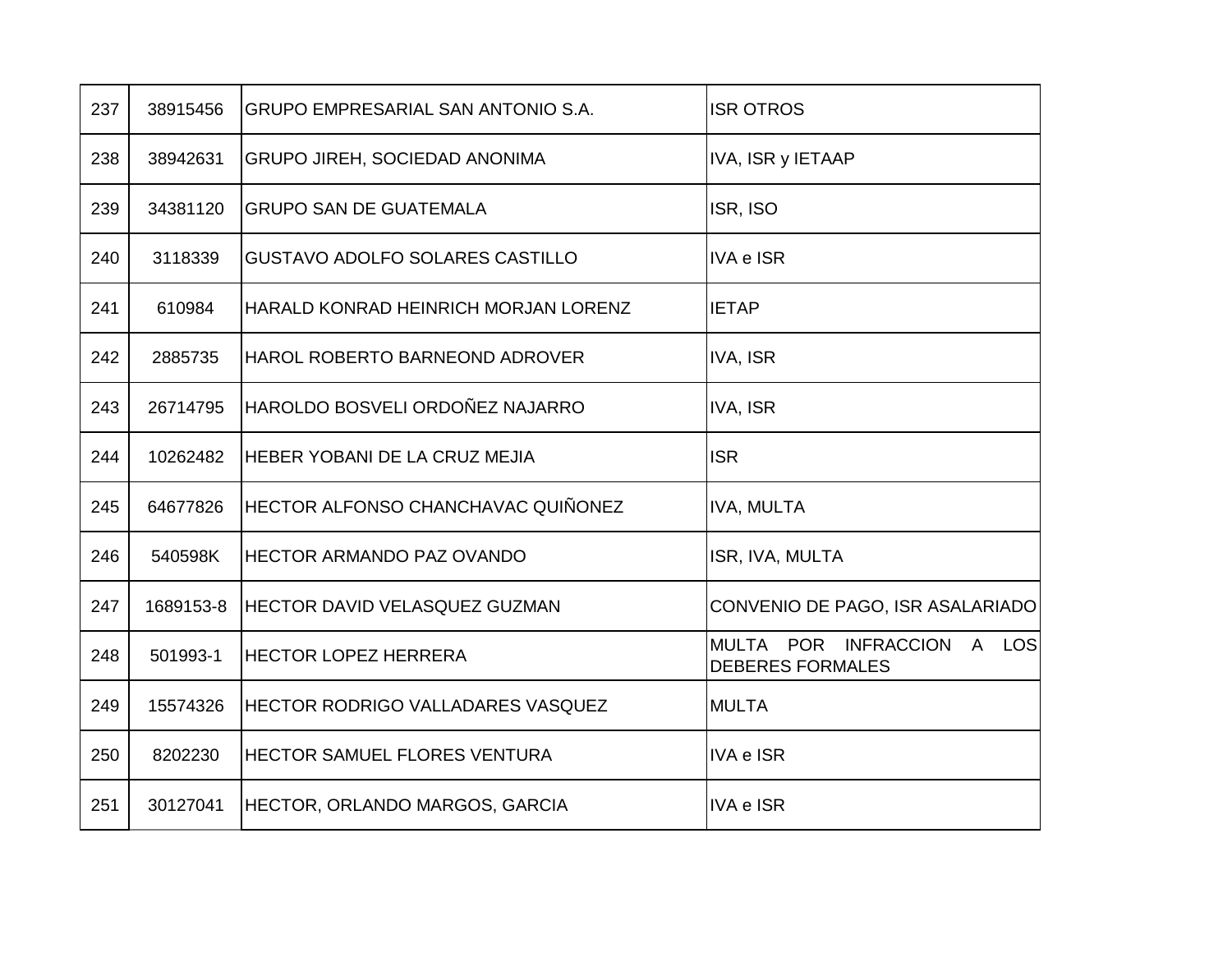| 237 | 38915456 | GRUPO EMPRESARIAL SAN ANTONIO S.A. | ISR OTROS |
|---|---|---|---|
| 238 | 38942631 | GRUPO JIREH, SOCIEDAD ANONIMA | IVA, ISR y IETAAP |
| 239 | 34381120 | GRUPO SAN DE GUATEMALA | ISR, ISO |
| 240 | 3118339 | GUSTAVO ADOLFO SOLARES CASTILLO | IVA e ISR |
| 241 | 610984 | HARALD KONRAD HEINRICH MORJAN LORENZ | IETAP |
| 242 | 2885735 | HAROL ROBERTO BARNEOND ADROVER | IVA, ISR |
| 243 | 26714795 | HAROLDO BOSVELI ORDOÑEZ NAJARRO | IVA, ISR |
| 244 | 10262482 | HEBER YOBANI DE LA CRUZ MEJIA | ISR |
| 245 | 64677826 | HECTOR ALFONSO CHANCHAVAC QUIÑONEZ | IVA, MULTA |
| 246 | 540598K | HECTOR ARMANDO PAZ OVANDO | ISR, IVA, MULTA |
| 247 | 1689153-8 | HECTOR DAVID VELASQUEZ GUZMAN | CONVENIO DE PAGO, ISR ASALARIADO |
| 248 | 501993-1 | HECTOR LOPEZ HERRERA | MULTA POR INFRACCION A LOS DEBERES FORMALES |
| 249 | 15574326 | HECTOR RODRIGO VALLADARES VASQUEZ | MULTA |
| 250 | 8202230 | HECTOR SAMUEL FLORES VENTURA | IVA e ISR |
| 251 | 30127041 | HECTOR, ORLANDO MARGOS, GARCIA | IVA e ISR |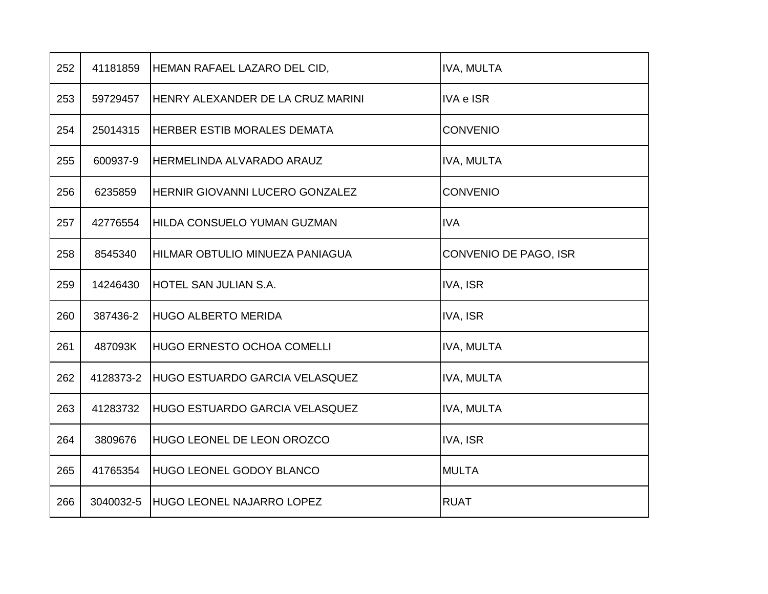| | | | |
|---|---|---|---|
| 252 | 41181859 | HEMAN RAFAEL LAZARO DEL CID, | IVA, MULTA |
| 253 | 59729457 | HENRY ALEXANDER DE LA CRUZ MARINI | IVA e ISR |
| 254 | 25014315 | HERBER ESTIB MORALES DEMATA | CONVENIO |
| 255 | 600937-9 | HERMELINDA ALVARADO ARAUZ | IVA, MULTA |
| 256 | 6235859 | HERNIR GIOVANNI LUCERO GONZALEZ | CONVENIO |
| 257 | 42776554 | HILDA CONSUELO YUMAN GUZMAN | IVA |
| 258 | 8545340 | HILMAR OBTULIO MINUEZA PANIAGUA | CONVENIO DE PAGO, ISR |
| 259 | 14246430 | HOTEL SAN JULIAN S.A. | IVA, ISR |
| 260 | 387436-2 | HUGO ALBERTO MERIDA | IVA, ISR |
| 261 | 487093K | HUGO ERNESTO OCHOA COMELLI | IVA, MULTA |
| 262 | 4128373-2 | HUGO ESTUARDO GARCIA VELASQUEZ | IVA, MULTA |
| 263 | 41283732 | HUGO ESTUARDO GARCIA VELASQUEZ | IVA, MULTA |
| 264 | 3809676 | HUGO LEONEL DE LEON OROZCO | IVA, ISR |
| 265 | 41765354 | HUGO LEONEL GODOY BLANCO | MULTA |
| 266 | 3040032-5 | HUGO LEONEL NAJARRO LOPEZ | RUAT |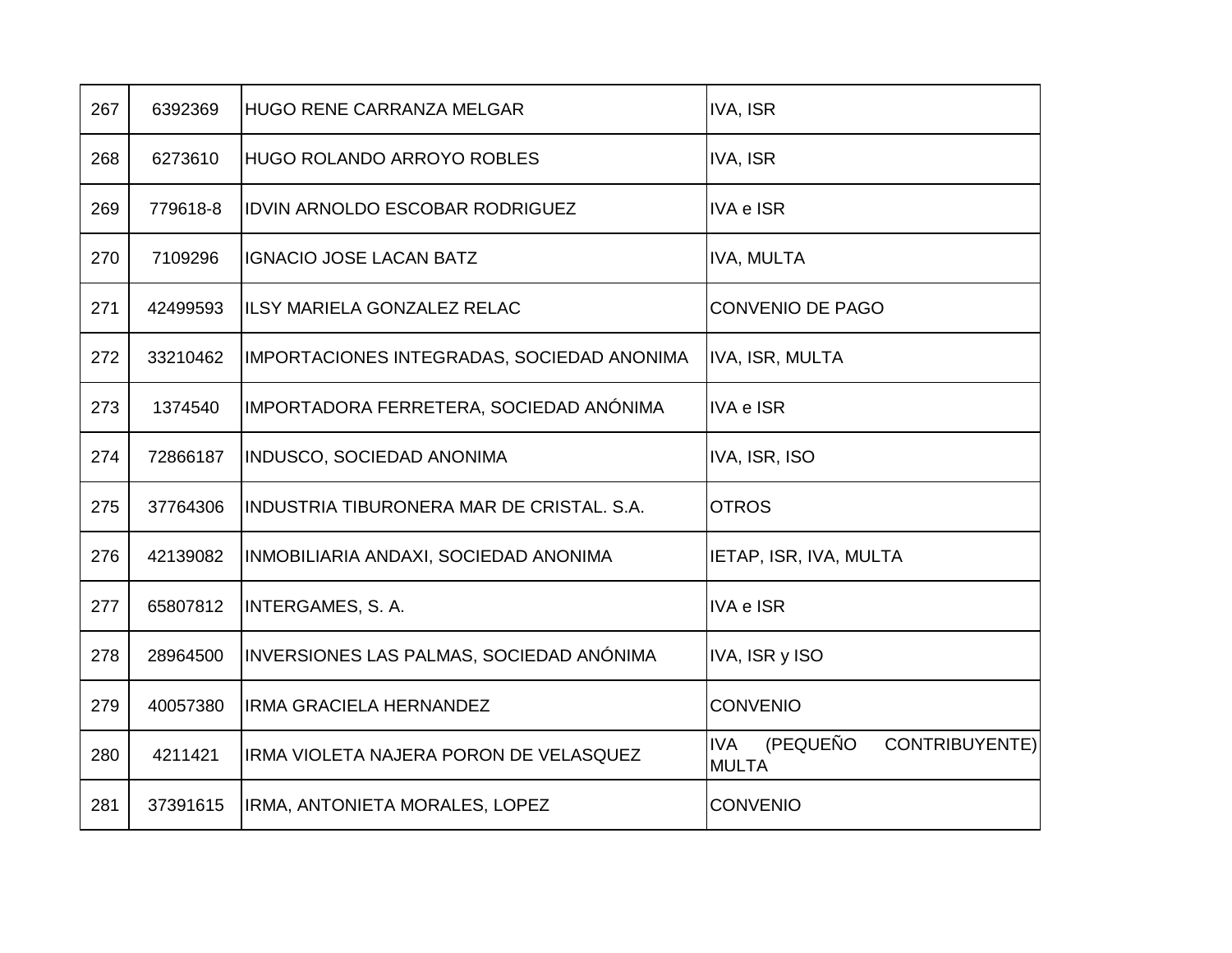| | | | |
|---|---|---|---|
| 267 | 6392369 | HUGO RENE CARRANZA MELGAR | IVA, ISR |
| 268 | 6273610 | HUGO ROLANDO ARROYO ROBLES | IVA, ISR |
| 269 | 779618-8 | IDVIN ARNOLDO ESCOBAR RODRIGUEZ | IVA e ISR |
| 270 | 7109296 | IGNACIO JOSE LACAN BATZ | IVA, MULTA |
| 271 | 42499593 | ILSY MARIELA GONZALEZ RELAC | CONVENIO DE PAGO |
| 272 | 33210462 | IMPORTACIONES INTEGRADAS, SOCIEDAD ANONIMA | IVA, ISR, MULTA |
| 273 | 1374540 | IMPORTADORA FERRETERA, SOCIEDAD ANÓNIMA | IVA e ISR |
| 274 | 72866187 | INDUSCO, SOCIEDAD ANONIMA | IVA, ISR, ISO |
| 275 | 37764306 | INDUSTRIA TIBURONERA MAR DE CRISTAL. S.A. | OTROS |
| 276 | 42139082 | INMOBILIARIA ANDAXI, SOCIEDAD ANONIMA | IETAP, ISR, IVA, MULTA |
| 277 | 65807812 | INTERGAMES, S. A. | IVA e ISR |
| 278 | 28964500 | INVERSIONES LAS PALMAS, SOCIEDAD ANÓNIMA | IVA, ISR y ISO |
| 279 | 40057380 | IRMA GRACIELA HERNANDEZ | CONVENIO |
| 280 | 4211421 | IRMA VIOLETA NAJERA PORON DE VELASQUEZ | IVA (PEQUEÑO CONTRIBUYENTE) MULTA |
| 281 | 37391615 | IRMA, ANTONIETA MORALES, LOPEZ | CONVENIO |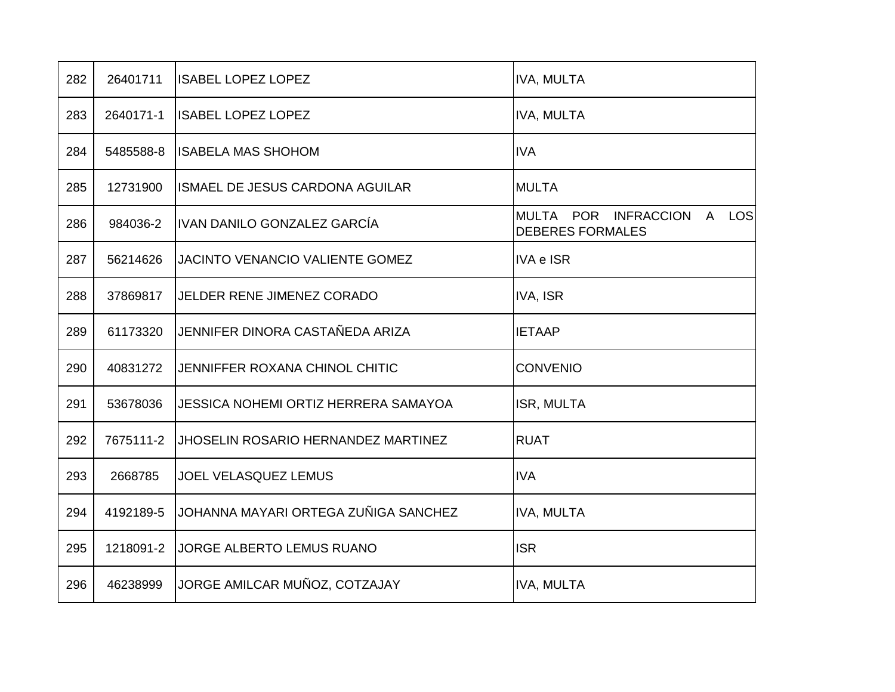| 282 | 26401711 | ISABEL LOPEZ LOPEZ | IVA, MULTA |
|---|---|---|---|
| 283 | 2640171-1 | ISABEL LOPEZ LOPEZ | IVA, MULTA |
| 284 | 5485588-8 | ISABELA MAS SHOHOM | IVA |
| 285 | 12731900 | ISMAEL DE JESUS CARDONA AGUILAR | MULTA |
| 286 | 984036-2 | IVAN DANILO GONZALEZ GARCÍA | MULTA POR INFRACCION A LOS DEBERES FORMALES |
| 287 | 56214626 | JACINTO VENANCIO VALIENTE GOMEZ | IVA e ISR |
| 288 | 37869817 | JELDER RENE JIMENEZ CORADO | IVA, ISR |
| 289 | 61173320 | JENNIFER DINORA CASTAÑEDA ARIZA | IETAAP |
| 290 | 40831272 | JENNIFFER ROXANA CHINOL CHITIC | CONVENIO |
| 291 | 53678036 | JESSICA NOHEMI ORTIZ HERRERA SAMAYOA | ISR, MULTA |
| 292 | 7675111-2 | JHOSELIN ROSARIO HERNANDEZ MARTINEZ | RUAT |
| 293 | 2668785 | JOEL VELASQUEZ LEMUS | IVA |
| 294 | 4192189-5 | JOHANNA MAYARI ORTEGA ZUÑIGA SANCHEZ | IVA, MULTA |
| 295 | 1218091-2 | JORGE ALBERTO LEMUS RUANO | ISR |
| 296 | 46238999 | JORGE AMILCAR MUÑOZ, COTZAJAY | IVA, MULTA |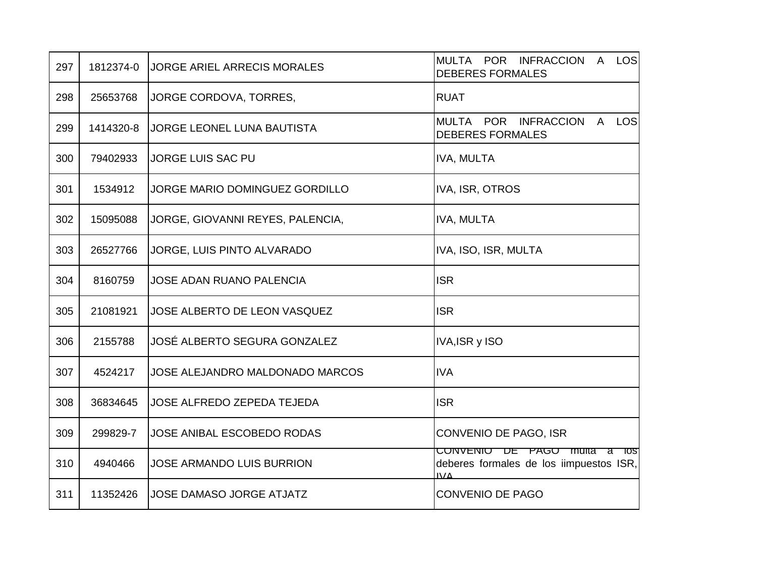| 297 | 1812374-0 | JORGE ARIEL ARRECIS MORALES | MULTA POR INFRACCION A LOS DEBERES FORMALES |
|---|---|---|---|
| 298 | 25653768 | JORGE CORDOVA, TORRES, | RUAT |
| 299 | 1414320-8 | JORGE LEONEL LUNA BAUTISTA | MULTA POR INFRACCION A LOS DEBERES FORMALES |
| 300 | 79402933 | JORGE LUIS SAC PU | IVA, MULTA |
| 301 | 1534912 | JORGE MARIO DOMINGUEZ GORDILLO | IVA, ISR, OTROS |
| 302 | 15095088 | JORGE, GIOVANNI REYES, PALENCIA, | IVA, MULTA |
| 303 | 26527766 | JORGE, LUIS PINTO ALVARADO | IVA, ISO, ISR, MULTA |
| 304 | 8160759 | JOSE ADAN RUANO PALENCIA | ISR |
| 305 | 21081921 | JOSE ALBERTO DE LEON VASQUEZ | ISR |
| 306 | 2155788 | JOSÉ ALBERTO SEGURA GONZALEZ | IVA,ISR y ISO |
| 307 | 4524217 | JOSE ALEJANDRO MALDONADO MARCOS | IVA |
| 308 | 36834645 | JOSE ALFREDO ZEPEDA TEJEDA | ISR |
| 309 | 299829-7 | JOSE ANIBAL ESCOBEDO RODAS | CONVENIO DE PAGO, ISR |
| 310 | 4940466 | JOSE ARMANDO LUIS BURRION | CONVENIO DE PAGO multa a los deberes formales de los iimpuestos ISR, IVA |
| 311 | 11352426 | JOSE DAMASO JORGE ATJATZ | CONVENIO DE PAGO |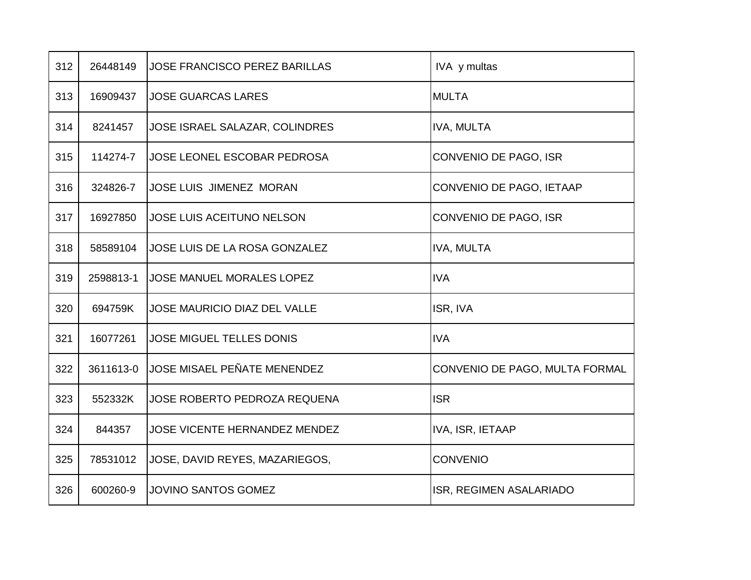| 312 | 26448149 | JOSE FRANCISCO PEREZ BARILLAS | IVA y multas |
|---|---|---|---|
| 313 | 16909437 | JOSE GUARCAS LARES | MULTA |
| 314 | 8241457 | JOSE ISRAEL SALAZAR, COLINDRES | IVA, MULTA |
| 315 | 114274-7 | JOSE LEONEL ESCOBAR PEDROSA | CONVENIO DE PAGO, ISR |
| 316 | 324826-7 | JOSE LUIS JIMENEZ MORAN | CONVENIO DE PAGO, IETAAP |
| 317 | 16927850 | JOSE LUIS ACEITUNO NELSON | CONVENIO DE PAGO, ISR |
| 318 | 58589104 | JOSE LUIS DE LA ROSA GONZALEZ | IVA, MULTA |
| 319 | 2598813-1 | JOSE MANUEL MORALES LOPEZ | IVA |
| 320 | 694759K | JOSE MAURICIO DIAZ DEL VALLE | ISR, IVA |
| 321 | 16077261 | JOSE MIGUEL TELLES DONIS | IVA |
| 322 | 3611613-0 | JOSE MISAEL PEÑATE MENENDEZ | CONVENIO DE PAGO, MULTA FORMAL |
| 323 | 552332K | JOSE ROBERTO PEDROZA REQUENA | ISR |
| 324 | 844357 | JOSE VICENTE HERNANDEZ MENDEZ | IVA, ISR, IETAAP |
| 325 | 78531012 | JOSE, DAVID REYES, MAZARIEGOS, | CONVENIO |
| 326 | 600260-9 | JOVINO SANTOS GOMEZ | ISR, REGIMEN ASALARIADO |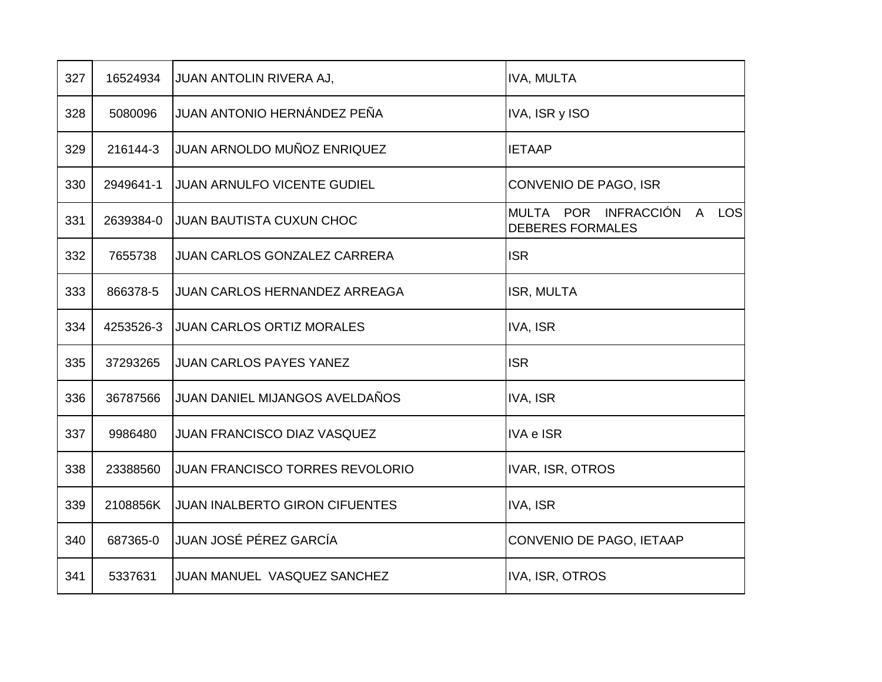| 327 | 16524934 | JUAN ANTOLIN RIVERA AJ, | IVA, MULTA |
|---|---|---|---|
| 328 | 5080096 | JUAN ANTONIO HERNÁNDEZ PEÑA | IVA, ISR y ISO |
| 329 | 216144-3 | JUAN ARNOLDO MUÑOZ ENRIQUEZ | IETAAP |
| 330 | 2949641-1 | JUAN ARNULFO VICENTE GUDIEL | CONVENIO DE PAGO, ISR |
| 331 | 2639384-0 | JUAN BAUTISTA CUXUN CHOC | MULTA POR INFRACCIÓN A LOS DEBERES FORMALES |
| 332 | 7655738 | JUAN CARLOS GONZALEZ CARRERA | ISR |
| 333 | 866378-5 | JUAN CARLOS HERNANDEZ ARREAGA | ISR, MULTA |
| 334 | 4253526-3 | JUAN CARLOS ORTIZ MORALES | IVA, ISR |
| 335 | 37293265 | JUAN CARLOS PAYES YANEZ | ISR |
| 336 | 36787566 | JUAN DANIEL MIJANGOS AVELDAÑOS | IVA, ISR |
| 337 | 9986480 | JUAN FRANCISCO DIAZ VASQUEZ | IVA e ISR |
| 338 | 23388560 | JUAN FRANCISCO TORRES REVOLORIO | IVAR, ISR, OTROS |
| 339 | 2108856K | JUAN INALBERTO GIRON CIFUENTES | IVA, ISR |
| 340 | 687365-0 | JUAN JOSÉ PÉREZ GARCÍA | CONVENIO DE PAGO, IETAAP |
| 341 | 5337631 | JUAN MANUEL VASQUEZ SANCHEZ | IVA, ISR, OTROS |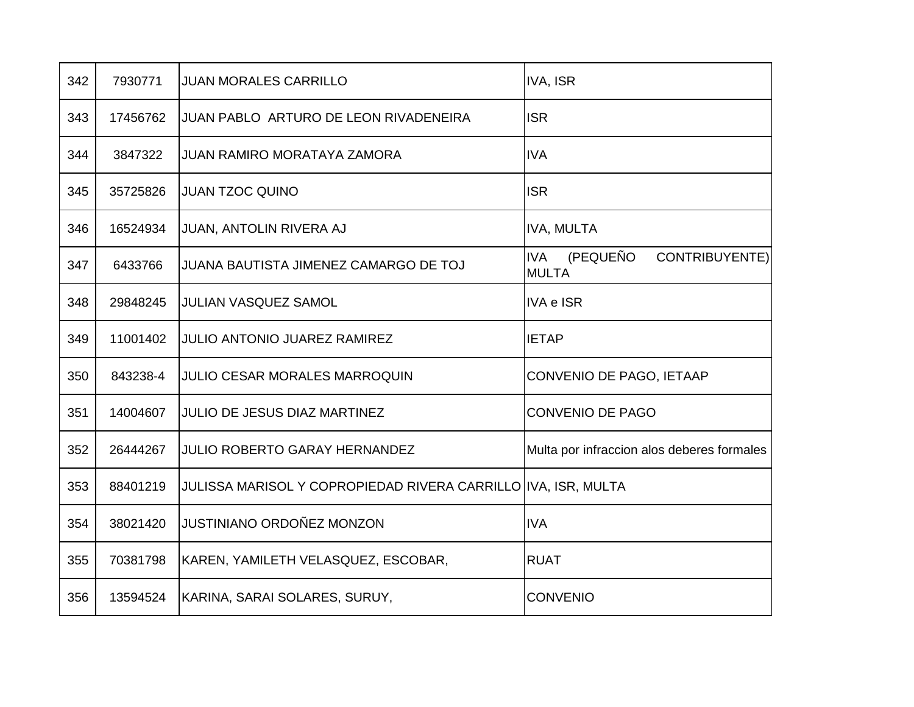| | | | |
|---|---|---|---|
| 342 | 7930771 | JUAN MORALES CARRILLO | IVA, ISR |
| 343 | 17456762 | JUAN PABLO  ARTURO DE LEON RIVADENEIRA | ISR |
| 344 | 3847322 | JUAN RAMIRO MORATAYA ZAMORA | IVA |
| 345 | 35725826 | JUAN TZOC QUINO | ISR |
| 346 | 16524934 | JUAN, ANTOLIN RIVERA AJ | IVA, MULTA |
| 347 | 6433766 | JUANA BAUTISTA JIMENEZ CAMARGO DE TOJ | IVA (PEQUEÑO CONTRIBUYENTE) MULTA |
| 348 | 29848245 | JULIAN VASQUEZ SAMOL | IVA e ISR |
| 349 | 11001402 | JULIO ANTONIO JUAREZ RAMIREZ | IETAP |
| 350 | 843238-4 | JULIO CESAR MORALES MARROQUIN | CONVENIO DE PAGO, IETAAP |
| 351 | 14004607 | JULIO DE JESUS DIAZ MARTINEZ | CONVENIO DE PAGO |
| 352 | 26444267 | JULIO ROBERTO GARAY HERNANDEZ | Multa por infraccion alos deberes formales |
| 353 | 88401219 | JULISSA MARISOL Y COPROPIEDAD RIVERA CARRILLO | IVA, ISR, MULTA |
| 354 | 38021420 | JUSTINIANO ORDOÑEZ MONZON | IVA |
| 355 | 70381798 | KAREN, YAMILETH VELASQUEZ, ESCOBAR, | RUAT |
| 356 | 13594524 | KARINA, SARAI SOLARES, SURUY, | CONVENIO |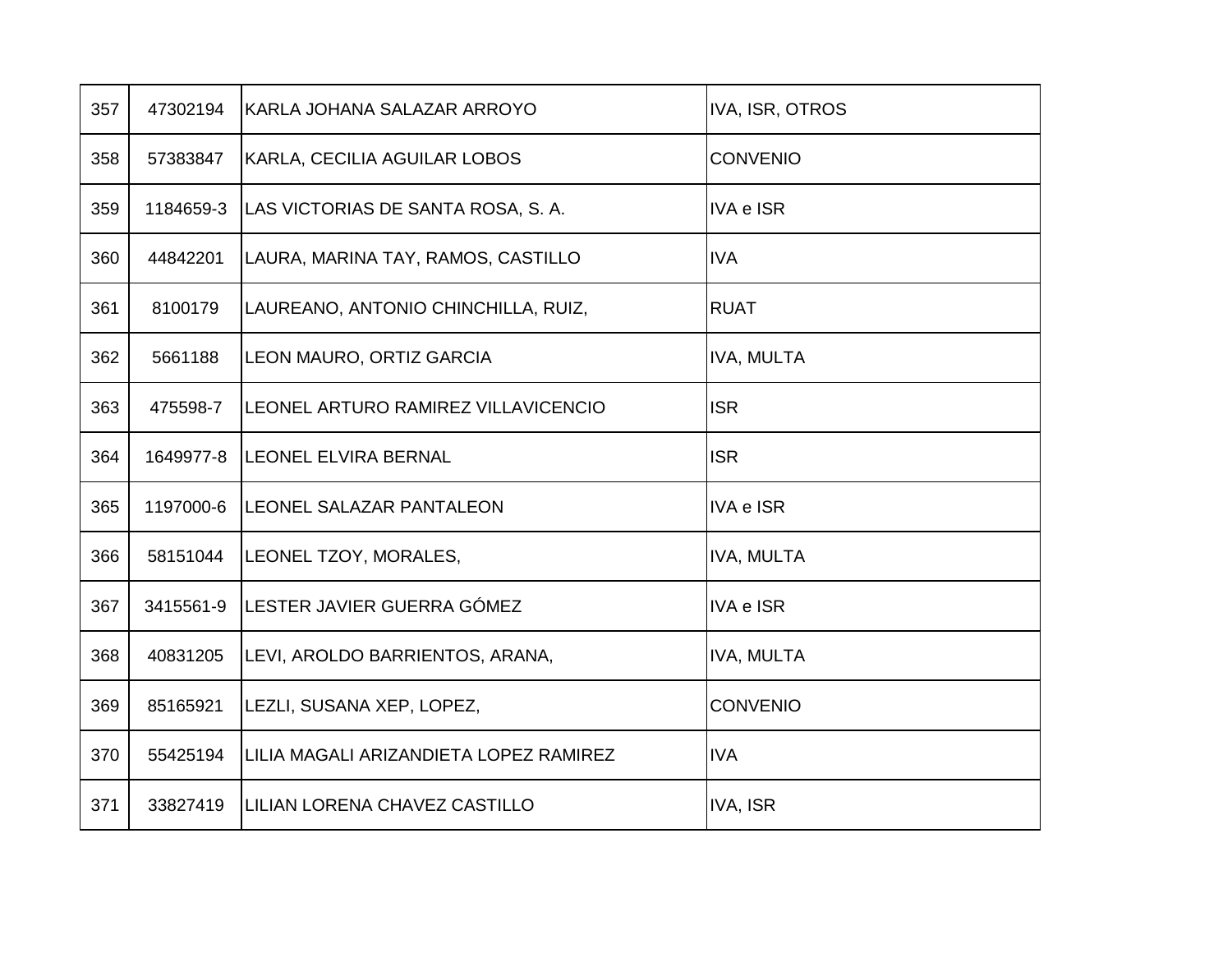| | | | |
|---|---|---|---|
| 357 | 47302194 | KARLA JOHANA SALAZAR ARROYO | IVA, ISR, OTROS |
| 358 | 57383847 | KARLA, CECILIA AGUILAR LOBOS | CONVENIO |
| 359 | 1184659-3 | LAS VICTORIAS DE SANTA ROSA, S. A. | IVA e ISR |
| 360 | 44842201 | LAURA, MARINA TAY, RAMOS, CASTILLO | IVA |
| 361 | 8100179 | LAUREANO, ANTONIO CHINCHILLA, RUIZ, | RUAT |
| 362 | 5661188 | LEON MAURO, ORTIZ GARCIA | IVA, MULTA |
| 363 | 475598-7 | LEONEL ARTURO RAMIREZ VILLAVICENCIO | ISR |
| 364 | 1649977-8 | LEONEL ELVIRA BERNAL | ISR |
| 365 | 1197000-6 | LEONEL SALAZAR PANTALEON | IVA e ISR |
| 366 | 58151044 | LEONEL TZOY, MORALES, | IVA, MULTA |
| 367 | 3415561-9 | LESTER JAVIER GUERRA GÓMEZ | IVA e ISR |
| 368 | 40831205 | LEVI, AROLDO BARRIENTOS, ARANA, | IVA, MULTA |
| 369 | 85165921 | LEZLI, SUSANA XEP, LOPEZ, | CONVENIO |
| 370 | 55425194 | LILIA MAGALI ARIZANDIETA LOPEZ RAMIREZ | IVA |
| 371 | 33827419 | LILIAN LORENA CHAVEZ CASTILLO | IVA, ISR |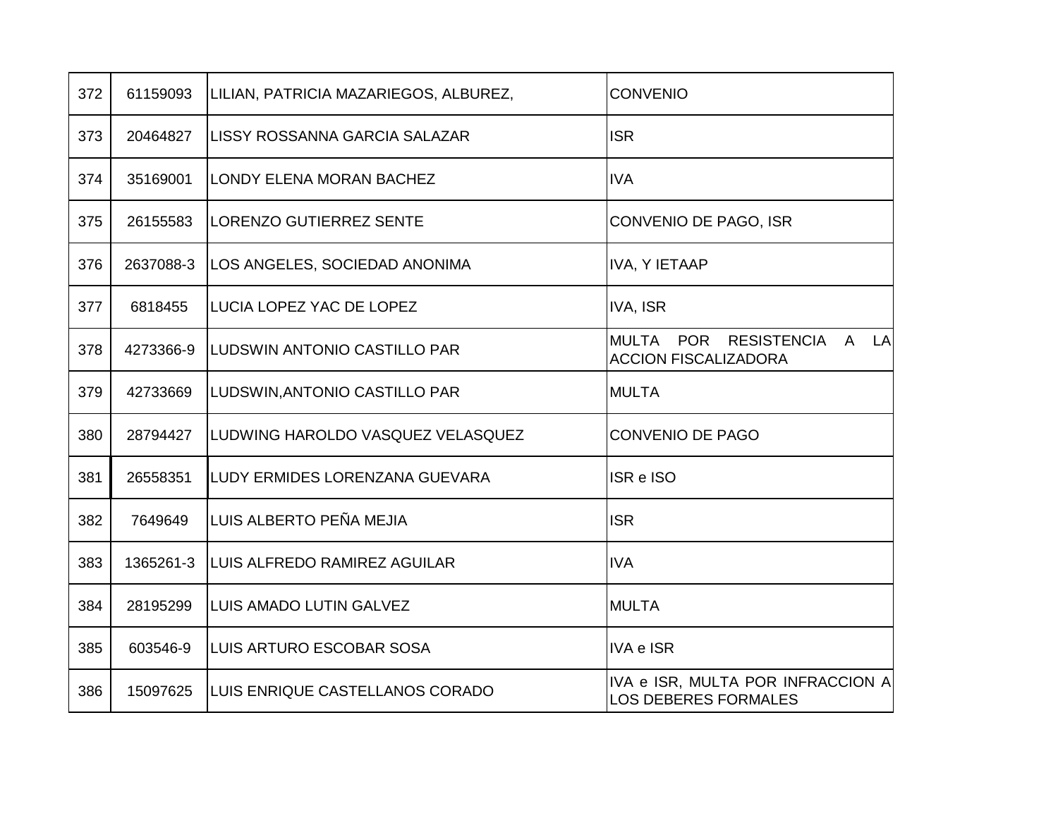| | | | |
|---|---|---|---|
| 372 | 61159093 | LILIAN, PATRICIA MAZARIEGOS, ALBUREZ, | CONVENIO |
| 373 | 20464827 | LISSY ROSSANNA GARCIA SALAZAR | ISR |
| 374 | 35169001 | LONDY ELENA MORAN BACHEZ | IVA |
| 375 | 26155583 | LORENZO GUTIERREZ SENTE | CONVENIO DE PAGO, ISR |
| 376 | 2637088-3 | LOS ANGELES, SOCIEDAD ANONIMA | IVA, Y IETAAP |
| 377 | 6818455 | LUCIA LOPEZ YAC DE LOPEZ | IVA, ISR |
| 378 | 4273366-9 | LUDSWIN ANTONIO CASTILLO PAR | MULTA POR RESISTENCIA A LA ACCION FISCALIZADORA |
| 379 | 42733669 | LUDSWIN,ANTONIO CASTILLO PAR | MULTA |
| 380 | 28794427 | LUDWING HAROLDO VASQUEZ VELASQUEZ | CONVENIO DE PAGO |
| 381 | 26558351 | LUDY ERMIDES LORENZANA GUEVARA | ISR e ISO |
| 382 | 7649649 | LUIS ALBERTO PEÑA MEJIA | ISR |
| 383 | 1365261-3 | LUIS ALFREDO RAMIREZ AGUILAR | IVA |
| 384 | 28195299 | LUIS AMADO LUTIN GALVEZ | MULTA |
| 385 | 603546-9 | LUIS ARTURO ESCOBAR SOSA | IVA e ISR |
| 386 | 15097625 | LUIS ENRIQUE CASTELLANOS CORADO | IVA e ISR, MULTA POR INFRACCION A LOS DEBERES FORMALES |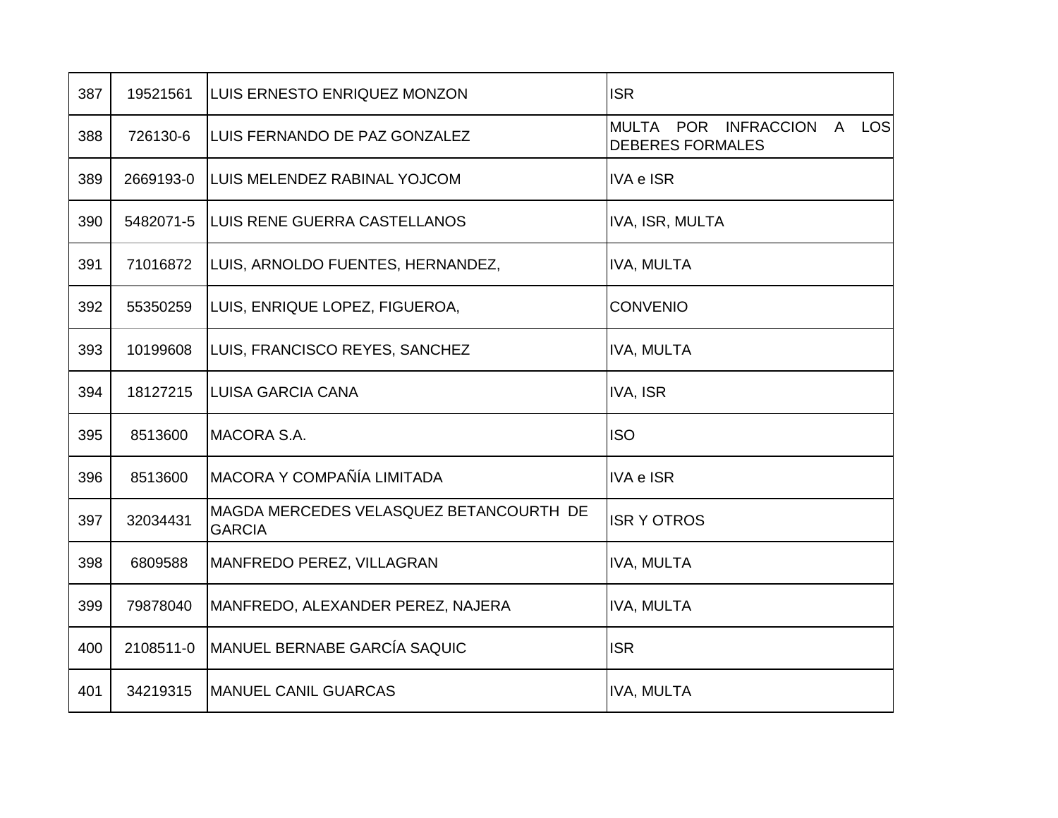| 387 | 19521561 | LUIS ERNESTO ENRIQUEZ MONZON | ISR |
|---|---|---|---|
| 388 | 726130-6 | LUIS FERNANDO DE PAZ GONZALEZ | MULTA POR INFRACCION A LOS DEBERES FORMALES |
| 389 | 2669193-0 | LUIS MELENDEZ RABINAL YOJCOM | IVA e ISR |
| 390 | 5482071-5 | LUIS RENE GUERRA CASTELLANOS | IVA, ISR, MULTA |
| 391 | 71016872 | LUIS, ARNOLDO FUENTES, HERNANDEZ, | IVA, MULTA |
| 392 | 55350259 | LUIS, ENRIQUE LOPEZ, FIGUEROA, | CONVENIO |
| 393 | 10199608 | LUIS, FRANCISCO REYES, SANCHEZ | IVA, MULTA |
| 394 | 18127215 | LUISA GARCIA CANA | IVA, ISR |
| 395 | 8513600 | MACORA S.A. | ISO |
| 396 | 8513600 | MACORA Y COMPAÑÍA LIMITADA | IVA e ISR |
| 397 | 32034431 | MAGDA MERCEDES VELASQUEZ BETANCOURTH DE GARCIA | ISR Y OTROS |
| 398 | 6809588 | MANFREDO PEREZ, VILLAGRAN | IVA, MULTA |
| 399 | 79878040 | MANFREDO, ALEXANDER PEREZ, NAJERA | IVA, MULTA |
| 400 | 2108511-0 | MANUEL BERNABE GARCÍA SAQUIC | ISR |
| 401 | 34219315 | MANUEL CANIL GUARCAS | IVA, MULTA |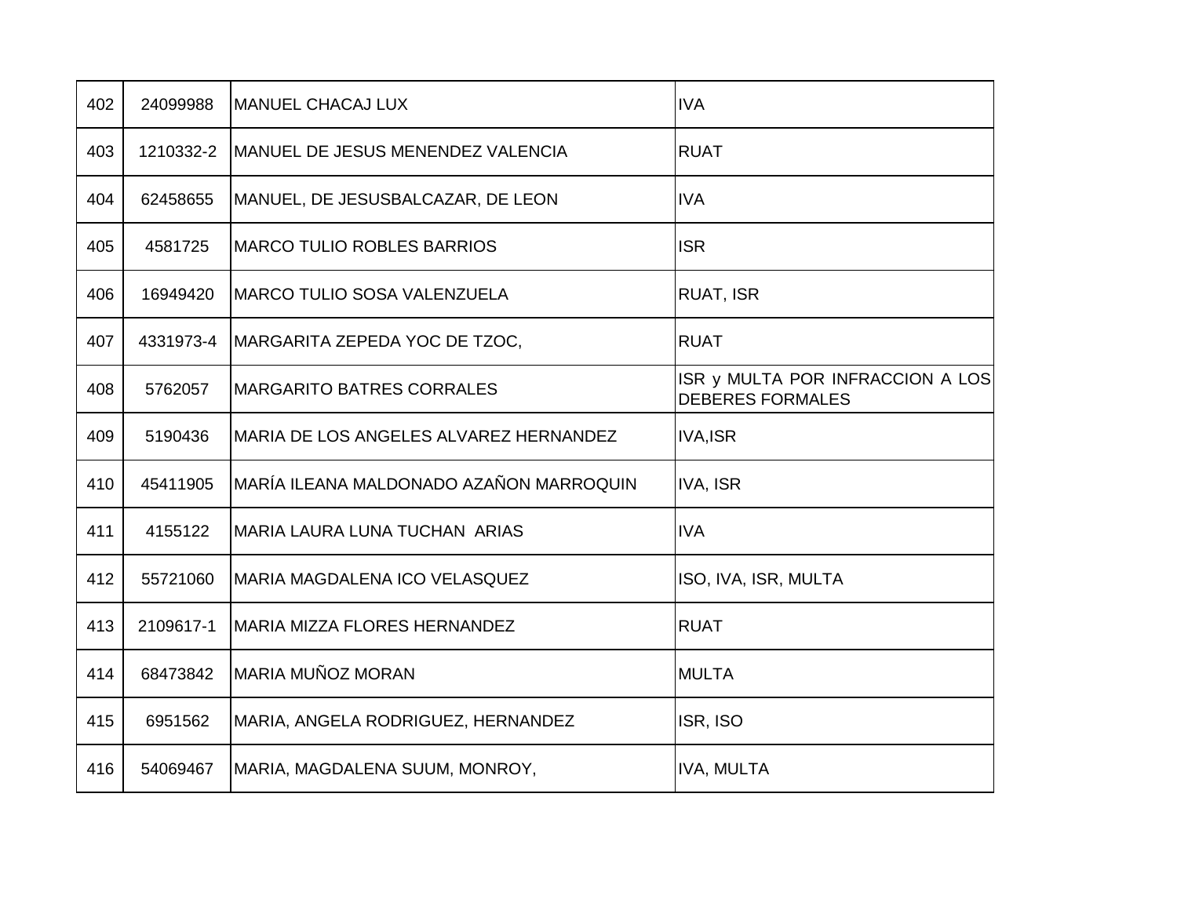| 402 | 24099988 | MANUEL CHACAJ LUX | IVA |
|---|---|---|---|
| 403 | 1210332-2 | MANUEL DE JESUS MENENDEZ VALENCIA | RUAT |
| 404 | 62458655 | MANUEL, DE JESUSBALCAZAR, DE LEON | IVA |
| 405 | 4581725 | MARCO TULIO ROBLES BARRIOS | ISR |
| 406 | 16949420 | MARCO TULIO SOSA VALENZUELA | RUAT, ISR |
| 407 | 4331973-4 | MARGARITA ZEPEDA YOC DE TZOC, | RUAT |
| 408 | 5762057 | MARGARITO BATRES CORRALES | ISR y MULTA POR INFRACCION A LOS DEBERES FORMALES |
| 409 | 5190436 | MARIA DE LOS ANGELES ALVAREZ HERNANDEZ | IVA,ISR |
| 410 | 45411905 | MARÍA ILEANA MALDONADO AZAÑON MARROQUIN | IVA, ISR |
| 411 | 4155122 | MARIA LAURA LUNA TUCHAN  ARIAS | IVA |
| 412 | 55721060 | MARIA MAGDALENA ICO VELASQUEZ | ISO, IVA, ISR, MULTA |
| 413 | 2109617-1 | MARIA MIZZA FLORES HERNANDEZ | RUAT |
| 414 | 68473842 | MARIA MUÑOZ MORAN | MULTA |
| 415 | 6951562 | MARIA, ANGELA RODRIGUEZ, HERNANDEZ | ISR, ISO |
| 416 | 54069467 | MARIA, MAGDALENA SUUM, MONROY, | IVA, MULTA |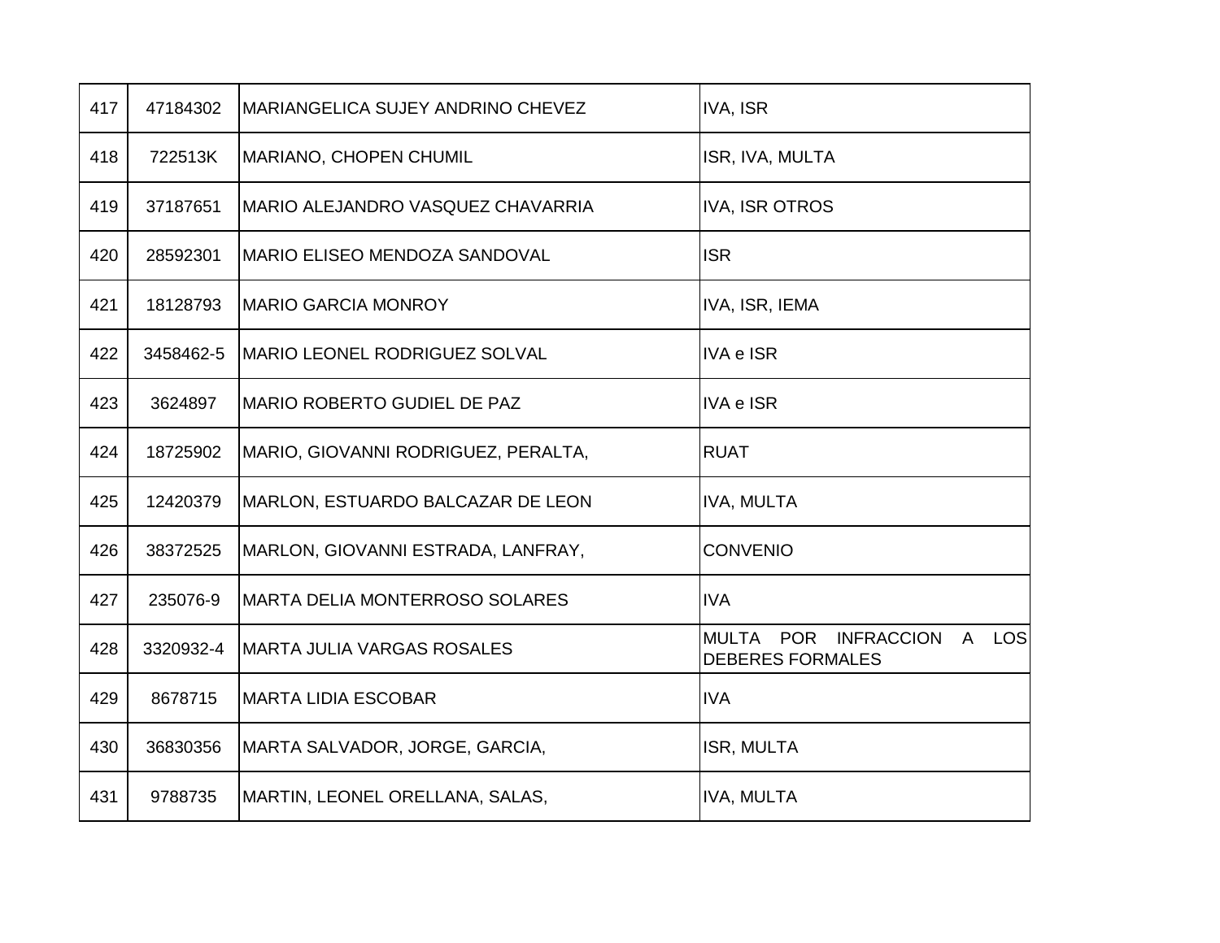| 417 | 47184302 | MARIANGELICA SUJEY ANDRINO CHEVEZ | IVA, ISR |
|---|---|---|---|
| 418 | 722513K | MARIANO, CHOPEN CHUMIL | ISR, IVA, MULTA |
| 419 | 37187651 | MARIO ALEJANDRO VASQUEZ CHAVARRIA | IVA, ISR OTROS |
| 420 | 28592301 | MARIO ELISEO MENDOZA SANDOVAL | ISR |
| 421 | 18128793 | MARIO GARCIA MONROY | IVA, ISR, IEMA |
| 422 | 3458462-5 | MARIO LEONEL RODRIGUEZ SOLVAL | IVA e ISR |
| 423 | 3624897 | MARIO ROBERTO GUDIEL DE PAZ | IVA e ISR |
| 424 | 18725902 | MARIO, GIOVANNI RODRIGUEZ, PERALTA, | RUAT |
| 425 | 12420379 | MARLON, ESTUARDO BALCAZAR DE LEON | IVA, MULTA |
| 426 | 38372525 | MARLON, GIOVANNI ESTRADA, LANFRAY, | CONVENIO |
| 427 | 235076-9 | MARTA DELIA MONTERROSO SOLARES | IVA |
| 428 | 3320932-4 | MARTA JULIA VARGAS ROSALES | MULTA POR INFRACCION A LOS DEBERES FORMALES |
| 429 | 8678715 | MARTA LIDIA ESCOBAR | IVA |
| 430 | 36830356 | MARTA SALVADOR, JORGE, GARCIA, | ISR, MULTA |
| 431 | 9788735 | MARTIN, LEONEL ORELLANA, SALAS, | IVA, MULTA |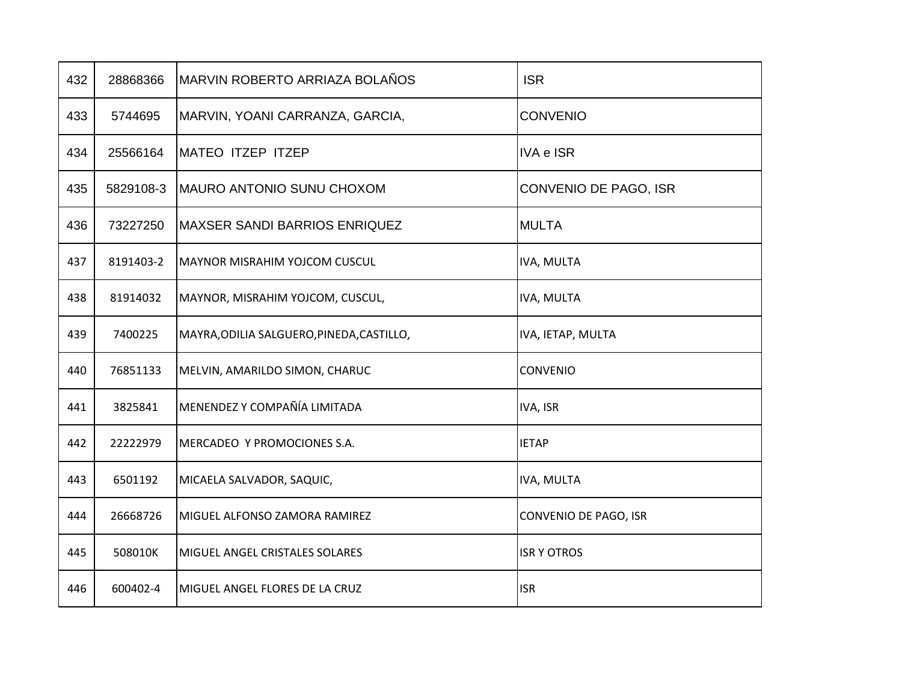| 432 | 28868366 | MARVIN ROBERTO ARRIAZA BOLAÑOS | ISR |
|---|---|---|---|
| 433 | 5744695 | MARVIN, YOANI CARRANZA, GARCIA, | CONVENIO |
| 434 | 25566164 | MATEO ITZEP ITZEP | IVA e ISR |
| 435 | 5829108-3 | MAURO ANTONIO SUNU CHOXOM | CONVENIO DE PAGO, ISR |
| 436 | 73227250 | MAXSER SANDI BARRIOS ENRIQUEZ | MULTA |
| 437 | 8191403-2 | MAYNOR MISRAHIM YOJCOM CUSCUL | IVA, MULTA |
| 438 | 81914032 | MAYNOR, MISRAHIM YOJCOM, CUSCUL, | IVA, MULTA |
| 439 | 7400225 | MAYRA,ODILIA SALGUERO,PINEDA,CASTILLO, | IVA, IETAP, MULTA |
| 440 | 76851133 | MELVIN, AMARILDO SIMON, CHARUC | CONVENIO |
| 441 | 3825841 | MENENDEZ Y COMPAÑÍA LIMITADA | IVA, ISR |
| 442 | 22222979 | MERCADEO Y PROMOCIONES S.A. | IETAP |
| 443 | 6501192 | MICAELA SALVADOR, SAQUIC, | IVA, MULTA |
| 444 | 26668726 | MIGUEL ALFONSO ZAMORA RAMIREZ | CONVENIO DE PAGO, ISR |
| 445 | 508010K | MIGUEL ANGEL CRISTALES SOLARES | ISR Y OTROS |
| 446 | 600402-4 | MIGUEL ANGEL FLORES DE LA CRUZ | ISR |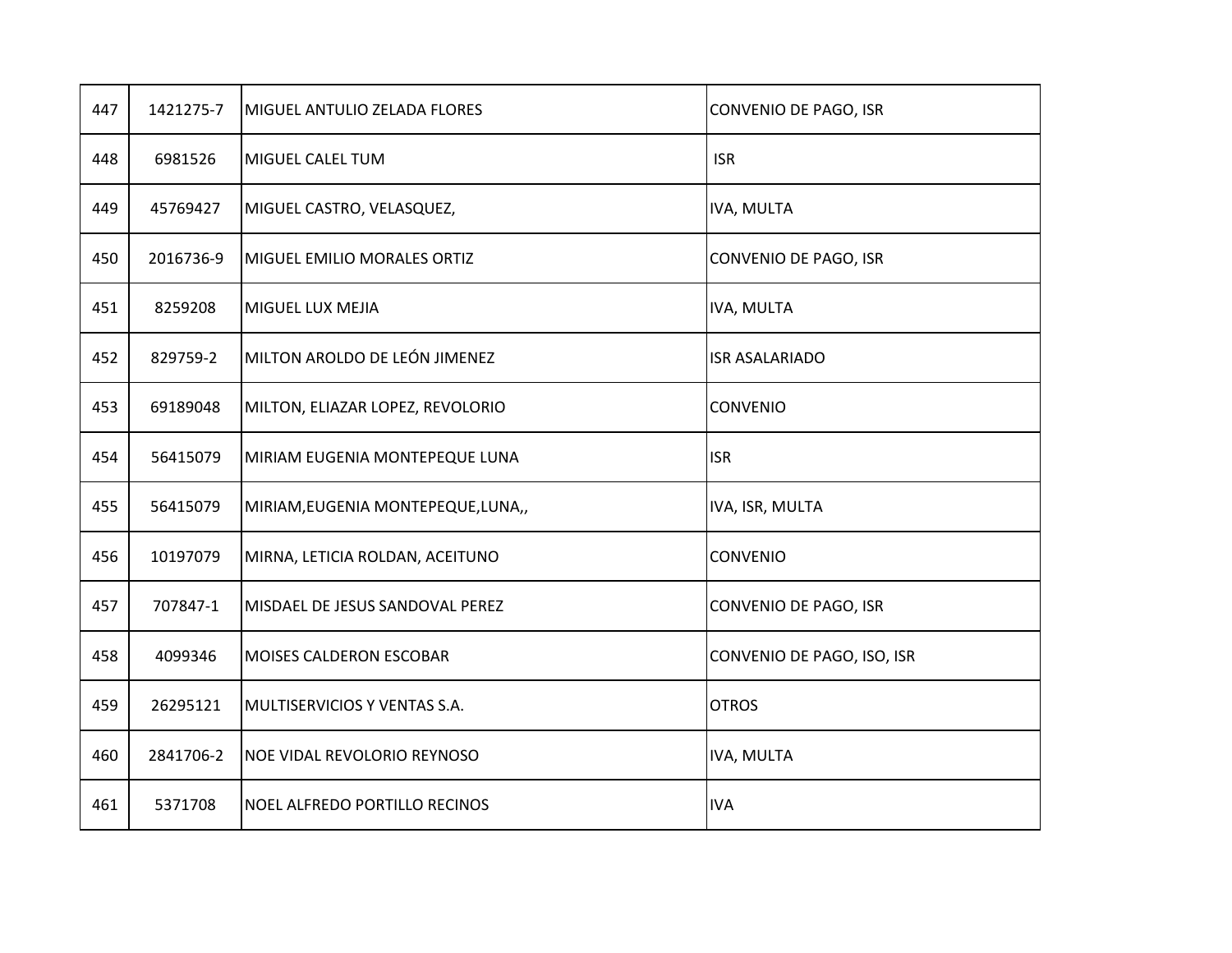| | | | |
|---|---|---|---|
| 447 | 1421275-7 | MIGUEL ANTULIO ZELADA FLORES | CONVENIO DE PAGO, ISR |
| 448 | 6981526 | MIGUEL CALEL TUM | ISR |
| 449 | 45769427 | MIGUEL CASTRO, VELASQUEZ, | IVA, MULTA |
| 450 | 2016736-9 | MIGUEL EMILIO MORALES ORTIZ | CONVENIO DE PAGO, ISR |
| 451 | 8259208 | MIGUEL LUX MEJIA | IVA, MULTA |
| 452 | 829759-2 | MILTON AROLDO DE LEÓN JIMENEZ | ISR ASALARIADO |
| 453 | 69189048 | MILTON, ELIAZAR LOPEZ, REVOLORIO | CONVENIO |
| 454 | 56415079 | MIRIAM EUGENIA MONTEPEQUE LUNA | ISR |
| 455 | 56415079 | MIRIAM,EUGENIA MONTEPEQUE,LUNA,, | IVA, ISR, MULTA |
| 456 | 10197079 | MIRNA, LETICIA ROLDAN, ACEITUNO | CONVENIO |
| 457 | 707847-1 | MISDAEL DE JESUS SANDOVAL PEREZ | CONVENIO DE PAGO, ISR |
| 458 | 4099346 | MOISES CALDERON ESCOBAR | CONVENIO DE PAGO, ISO, ISR |
| 459 | 26295121 | MULTISERVICIOS Y VENTAS S.A. | OTROS |
| 460 | 2841706-2 | NOE VIDAL REVOLORIO REYNOSO | IVA, MULTA |
| 461 | 5371708 | NOEL ALFREDO PORTILLO RECINOS | IVA |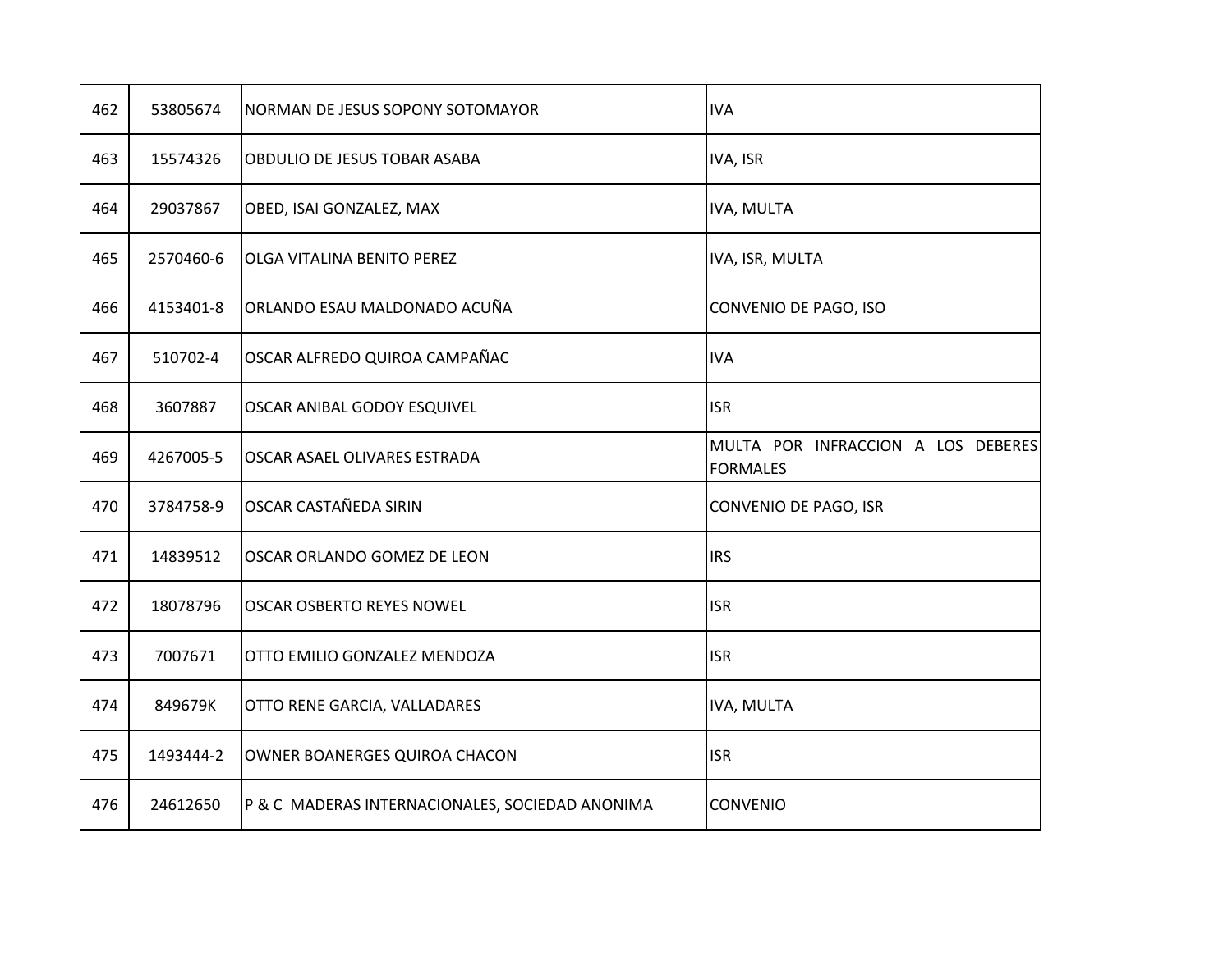| | | | |
|---|---|---|---|
| 462 | 53805674 | NORMAN DE JESUS SOPONY SOTOMAYOR | IVA |
| 463 | 15574326 | OBDULIO DE JESUS TOBAR ASABA | IVA, ISR |
| 464 | 29037867 | OBED, ISAI GONZALEZ, MAX | IVA, MULTA |
| 465 | 2570460-6 | OLGA VITALINA BENITO PEREZ | IVA, ISR, MULTA |
| 466 | 4153401-8 | ORLANDO ESAU MALDONADO ACUÑA | CONVENIO DE PAGO, ISO |
| 467 | 510702-4 | OSCAR ALFREDO QUIROA CAMPAÑAC | IVA |
| 468 | 3607887 | OSCAR ANIBAL GODOY ESQUIVEL | ISR |
| 469 | 4267005-5 | OSCAR ASAEL OLIVARES ESTRADA | MULTA POR INFRACCION A LOS DEBERES FORMALES |
| 470 | 3784758-9 | OSCAR CASTAÑEDA SIRIN | CONVENIO DE PAGO, ISR |
| 471 | 14839512 | OSCAR ORLANDO GOMEZ DE LEON | IRS |
| 472 | 18078796 | OSCAR OSBERTO REYES NOWEL | ISR |
| 473 | 7007671 | OTTO EMILIO GONZALEZ MENDOZA | ISR |
| 474 | 849679K | OTTO RENE GARCIA, VALLADARES | IVA, MULTA |
| 475 | 1493444-2 | OWNER BOANERGES QUIROA CHACON | ISR |
| 476 | 24612650 | P & C MADERAS INTERNACIONALES, SOCIEDAD ANONIMA | CONVENIO |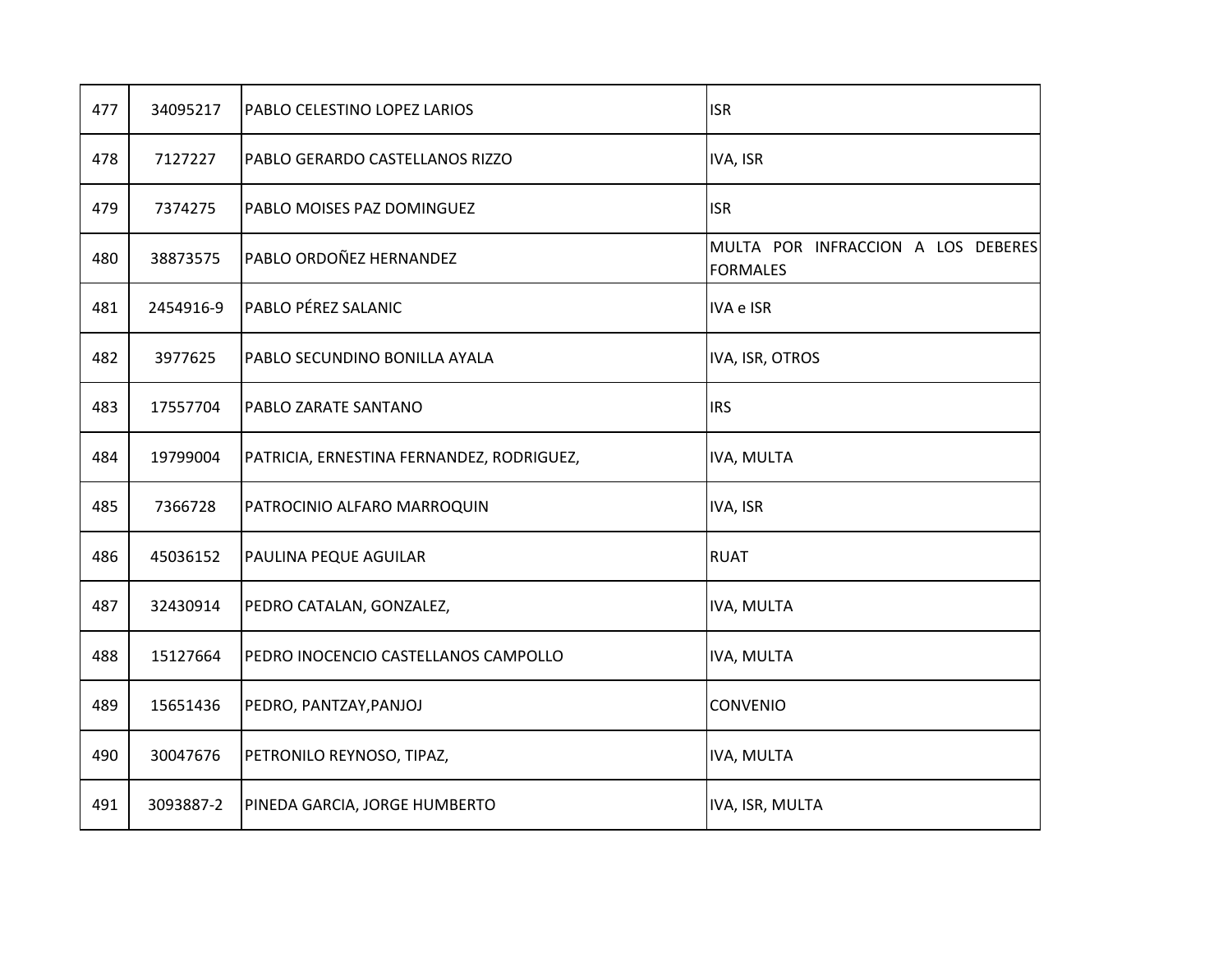| | | | |
|---|---|---|---|
| 477 | 34095217 | PABLO CELESTINO LOPEZ LARIOS | ISR |
| 478 | 7127227 | PABLO GERARDO CASTELLANOS RIZZO | IVA, ISR |
| 479 | 7374275 | PABLO MOISES PAZ DOMINGUEZ | ISR |
| 480 | 38873575 | PABLO ORDOÑEZ HERNANDEZ | MULTA POR INFRACCION A LOS DEBERES FORMALES |
| 481 | 2454916-9 | PABLO PÉREZ SALANIC | IVA e ISR |
| 482 | 3977625 | PABLO SECUNDINO BONILLA AYALA | IVA, ISR, OTROS |
| 483 | 17557704 | PABLO ZARATE SANTANO | IRS |
| 484 | 19799004 | PATRICIA, ERNESTINA FERNANDEZ, RODRIGUEZ, | IVA, MULTA |
| 485 | 7366728 | PATROCINIO ALFARO MARROQUIN | IVA, ISR |
| 486 | 45036152 | PAULINA PEQUE AGUILAR | RUAT |
| 487 | 32430914 | PEDRO CATALAN, GONZALEZ, | IVA, MULTA |
| 488 | 15127664 | PEDRO INOCENCIO CASTELLANOS CAMPOLLO | IVA, MULTA |
| 489 | 15651436 | PEDRO, PANTZAY,PANJOJ | CONVENIO |
| 490 | 30047676 | PETRONILO REYNOSO, TIPAZ, | IVA, MULTA |
| 491 | 3093887-2 | PINEDA GARCIA, JORGE HUMBERTO | IVA, ISR, MULTA |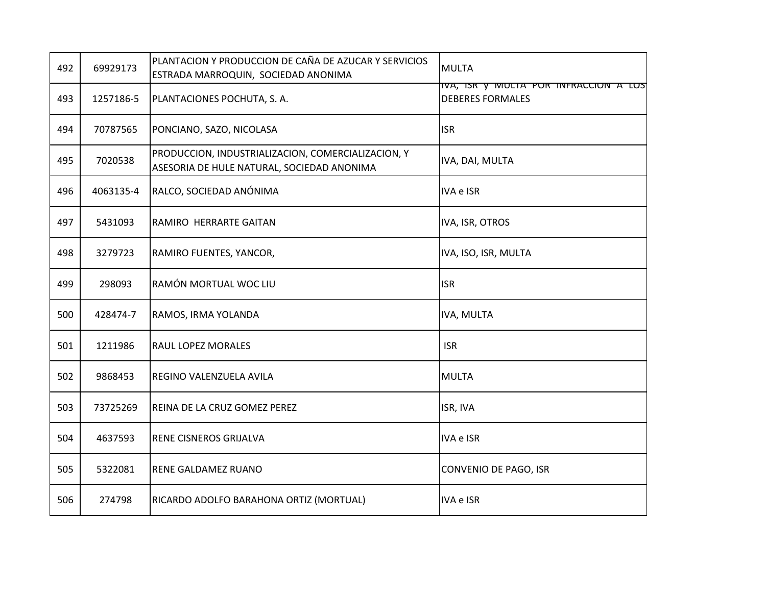| | | | |
|---|---|---|---|
| 492 | 69929173 | PLANTACION Y PRODUCCION DE CAÑA DE AZUCAR Y SERVICIOS ESTRADA MARROQUIN, SOCIEDAD ANONIMA | MULTA |
| 493 | 1257186-5 | PLANTACIONES POCHUTA, S. A. | IVA, ISR y MULTA POR INFRACCION A LOS DEBERES FORMALES |
| 494 | 70787565 | PONCIANO, SAZO, NICOLASA | ISR |
| 495 | 7020538 | PRODUCCION, INDUSTRIALIZACION, COMERCIALIZACION, Y ASESORIA DE HULE NATURAL, SOCIEDAD ANONIMA | IVA, DAI, MULTA |
| 496 | 4063135-4 | RALCO, SOCIEDAD ANÓNIMA | IVA e ISR |
| 497 | 5431093 | RAMIRO HERRARTE GAITAN | IVA, ISR, OTROS |
| 498 | 3279723 | RAMIRO FUENTES, YANCOR, | IVA, ISO, ISR, MULTA |
| 499 | 298093 | RAMÓN MORTUAL WOC LIU | ISR |
| 500 | 428474-7 | RAMOS, IRMA YOLANDA | IVA, MULTA |
| 501 | 1211986 | RAUL LOPEZ MORALES | ISR |
| 502 | 9868453 | REGINO VALENZUELA AVILA | MULTA |
| 503 | 73725269 | REINA DE LA CRUZ GOMEZ PEREZ | ISR, IVA |
| 504 | 4637593 | RENE CISNEROS GRIJALVA | IVA e ISR |
| 505 | 5322081 | RENE GALDAMEZ RUANO | CONVENIO DE PAGO, ISR |
| 506 | 274798 | RICARDO ADOLFO BARAHONA ORTIZ (MORTUAL) | IVA e ISR |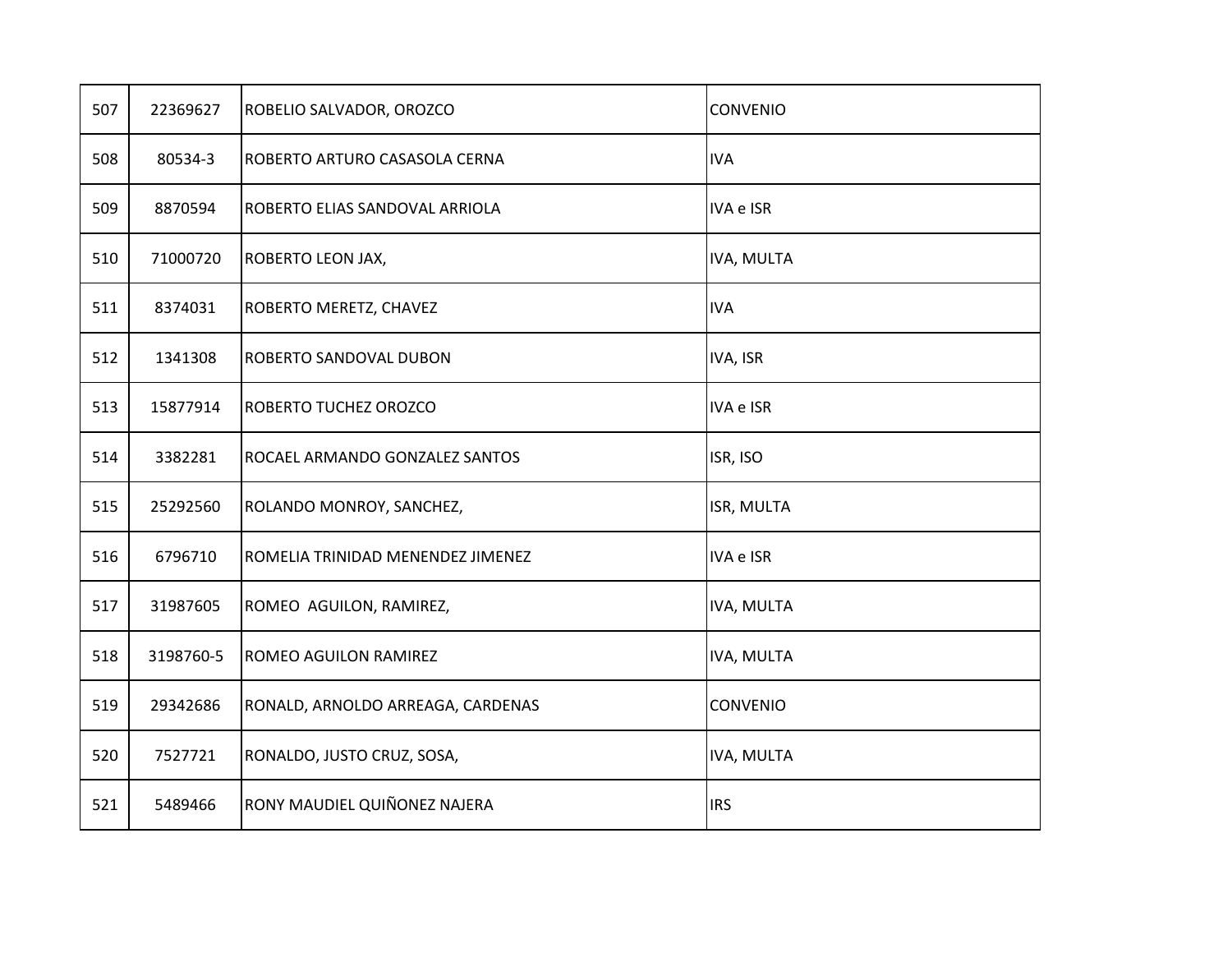| 507 | 22369627 | ROBELIO SALVADOR, OROZCO | CONVENIO |
|---|---|---|---|
| 508 | 80534-3 | ROBERTO ARTURO CASASOLA CERNA | IVA |
| 509 | 8870594 | ROBERTO ELIAS SANDOVAL ARRIOLA | IVA e ISR |
| 510 | 71000720 | ROBERTO LEON JAX, | IVA, MULTA |
| 511 | 8374031 | ROBERTO MERETZ, CHAVEZ | IVA |
| 512 | 1341308 | ROBERTO SANDOVAL DUBON | IVA, ISR |
| 513 | 15877914 | ROBERTO TUCHEZ OROZCO | IVA e ISR |
| 514 | 3382281 | ROCAEL ARMANDO GONZALEZ SANTOS | ISR, ISO |
| 515 | 25292560 | ROLANDO MONROY, SANCHEZ, | ISR, MULTA |
| 516 | 6796710 | ROMELIA TRINIDAD MENENDEZ JIMENEZ | IVA e ISR |
| 517 | 31987605 | ROMEO  AGUILON, RAMIREZ, | IVA, MULTA |
| 518 | 3198760-5 | ROMEO AGUILON RAMIREZ | IVA, MULTA |
| 519 | 29342686 | RONALD, ARNOLDO ARREAGA, CARDENAS | CONVENIO |
| 520 | 7527721 | RONALDO, JUSTO CRUZ, SOSA, | IVA, MULTA |
| 521 | 5489466 | RONY MAUDIEL QUIÑONEZ NAJERA | IRS |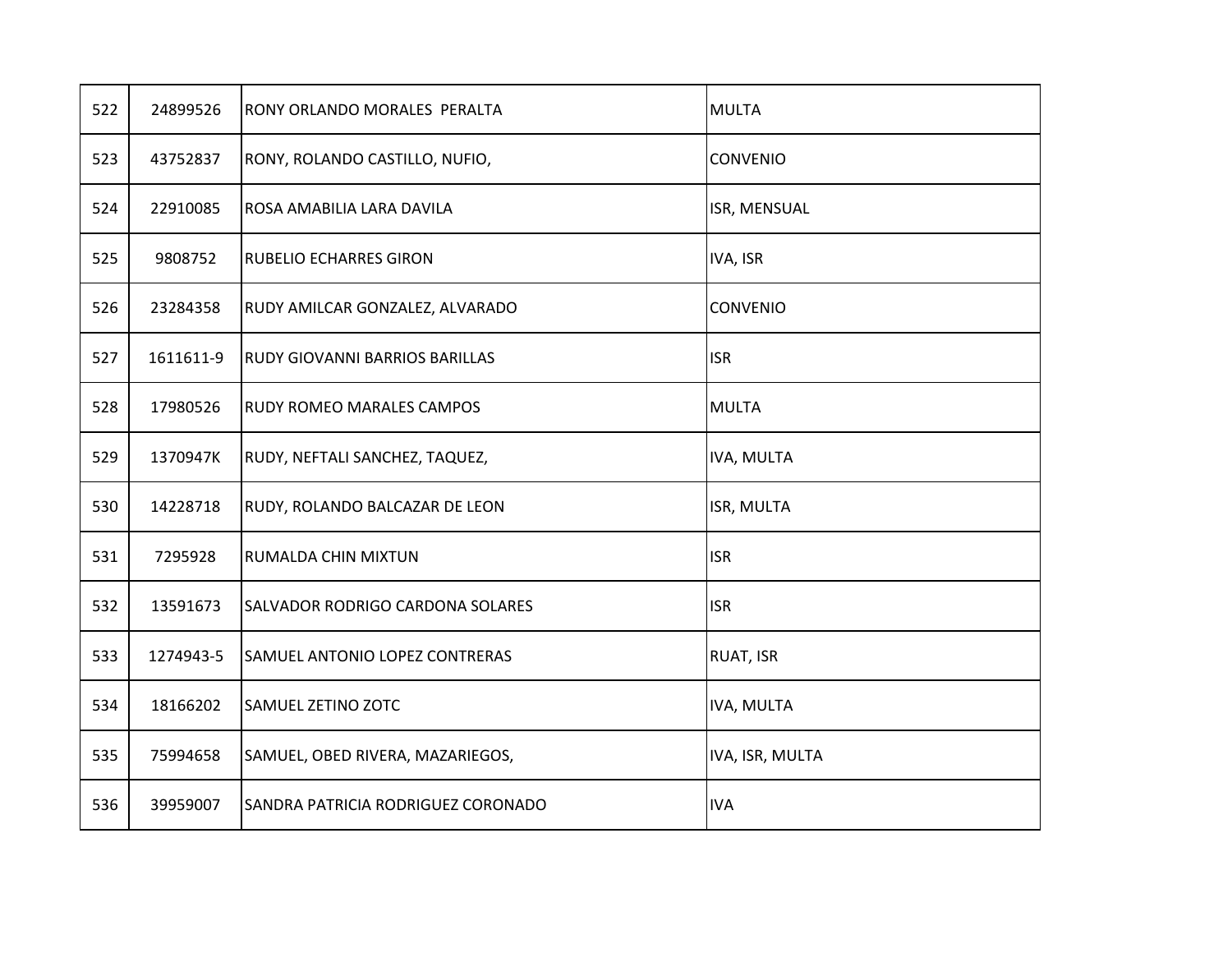| 522 | 24899526 | RONY ORLANDO MORALES  PERALTA | MULTA |
|---|---|---|---|
| 523 | 43752837 | RONY, ROLANDO CASTILLO, NUFIO, | CONVENIO |
| 524 | 22910085 | ROSA AMABILIA LARA DAVILA | ISR, MENSUAL |
| 525 | 9808752 | RUBELIO ECHARRES GIRON | IVA, ISR |
| 526 | 23284358 | RUDY AMILCAR GONZALEZ, ALVARADO | CONVENIO |
| 527 | 1611611-9 | RUDY GIOVANNI BARRIOS BARILLAS | ISR |
| 528 | 17980526 | RUDY ROMEO MARALES CAMPOS | MULTA |
| 529 | 1370947K | RUDY, NEFTALI SANCHEZ, TAQUEZ, | IVA, MULTA |
| 530 | 14228718 | RUDY, ROLANDO BALCAZAR DE LEON | ISR, MULTA |
| 531 | 7295928 | RUMALDA CHIN MIXTUN | ISR |
| 532 | 13591673 | SALVADOR RODRIGO CARDONA SOLARES | ISR |
| 533 | 1274943-5 | SAMUEL ANTONIO LOPEZ CONTRERAS | RUAT, ISR |
| 534 | 18166202 | SAMUEL ZETINO ZOTC | IVA, MULTA |
| 535 | 75994658 | SAMUEL, OBED RIVERA, MAZARIEGOS, | IVA, ISR, MULTA |
| 536 | 39959007 | SANDRA PATRICIA RODRIGUEZ CORONADO | IVA |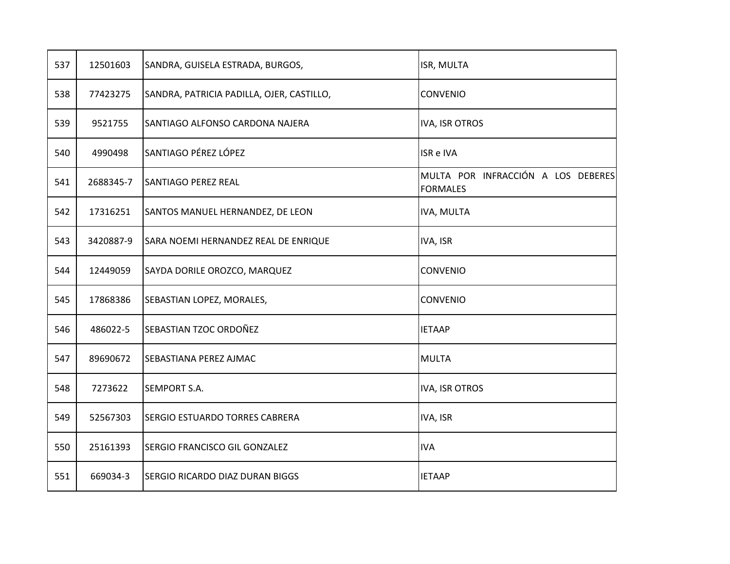| | | | |
|---|---|---|---|
| 537 | 12501603 | SANDRA, GUISELA ESTRADA, BURGOS, | ISR, MULTA |
| 538 | 77423275 | SANDRA, PATRICIA PADILLA, OJER, CASTILLO, | CONVENIO |
| 539 | 9521755 | SANTIAGO ALFONSO CARDONA NAJERA | IVA, ISR OTROS |
| 540 | 4990498 | SANTIAGO PÉREZ LÓPEZ | ISR e IVA |
| 541 | 2688345-7 | SANTIAGO PEREZ REAL | MULTA POR INFRACCIÓN A LOS DEBERES FORMALES |
| 542 | 17316251 | SANTOS MANUEL HERNANDEZ, DE LEON | IVA, MULTA |
| 543 | 3420887-9 | SARA NOEMI HERNANDEZ REAL DE ENRIQUE | IVA, ISR |
| 544 | 12449059 | SAYDA DORILE OROZCO, MARQUEZ | CONVENIO |
| 545 | 17868386 | SEBASTIAN LOPEZ, MORALES, | CONVENIO |
| 546 | 486022-5 | SEBASTIAN TZOC ORDOÑEZ | IETAAP |
| 547 | 89690672 | SEBASTIANA PEREZ AJMAC | MULTA |
| 548 | 7273622 | SEMPORT S.A. | IVA, ISR OTROS |
| 549 | 52567303 | SERGIO ESTUARDO TORRES CABRERA | IVA, ISR |
| 550 | 25161393 | SERGIO FRANCISCO GIL GONZALEZ | IVA |
| 551 | 669034-3 | SERGIO RICARDO DIAZ DURAN BIGGS | IETAAP |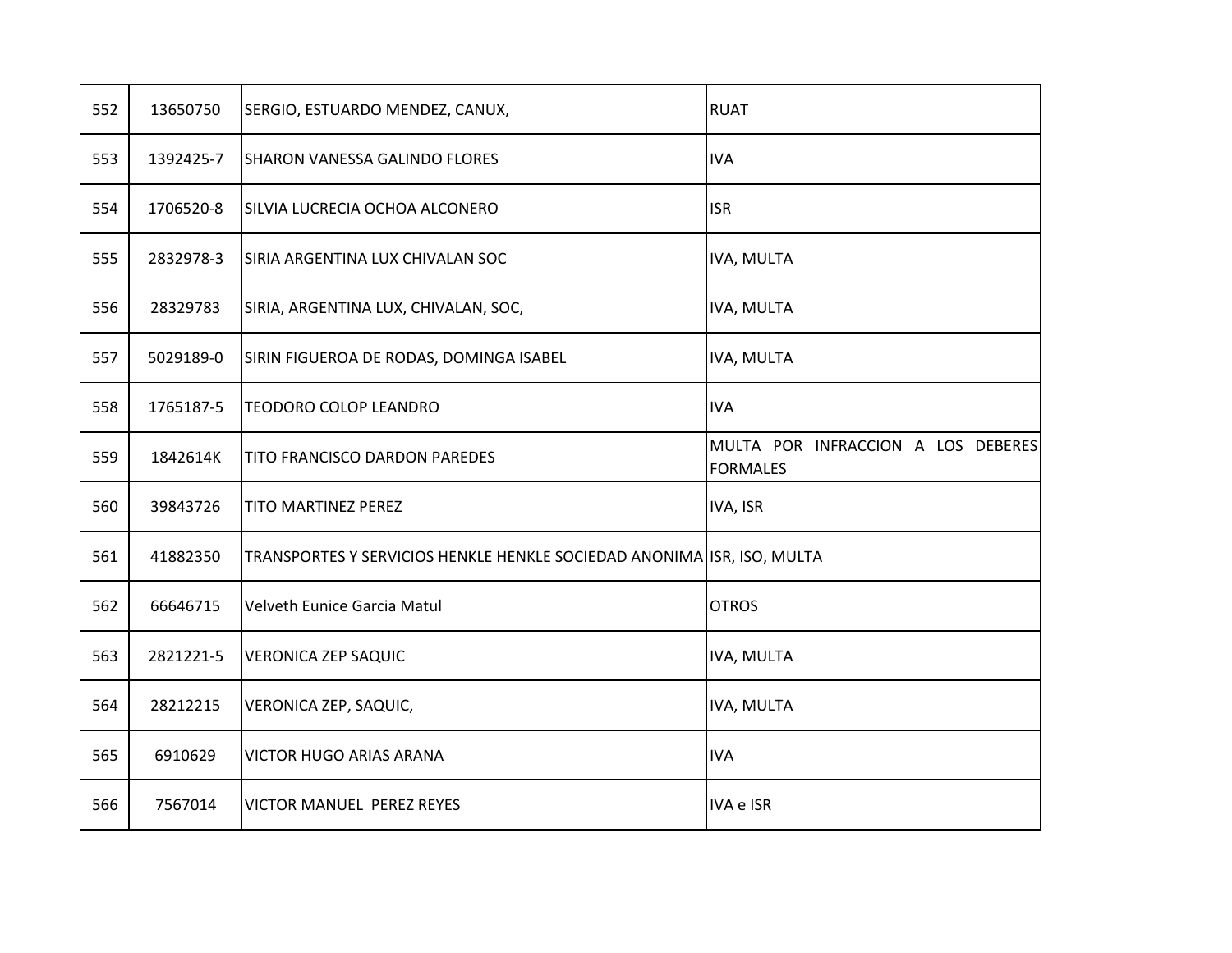| | | | |
|---|---|---|---|
| 552 | 13650750 | SERGIO, ESTUARDO MENDEZ, CANUX, | RUAT |
| 553 | 1392425-7 | SHARON VANESSA GALINDO FLORES | IVA |
| 554 | 1706520-8 | SILVIA LUCRECIA OCHOA ALCONERO | ISR |
| 555 | 2832978-3 | SIRIA ARGENTINA LUX CHIVALAN SOC | IVA, MULTA |
| 556 | 28329783 | SIRIA, ARGENTINA LUX, CHIVALAN, SOC, | IVA, MULTA |
| 557 | 5029189-0 | SIRIN FIGUEROA DE RODAS, DOMINGA ISABEL | IVA, MULTA |
| 558 | 1765187-5 | TEODORO COLOP LEANDRO | IVA |
| 559 | 1842614K | TITO FRANCISCO DARDON PAREDES | MULTA POR INFRACCION A LOS DEBERES FORMALES |
| 560 | 39843726 | TITO MARTINEZ PEREZ | IVA, ISR |
| 561 | 41882350 | TRANSPORTES Y SERVICIOS HENKLE HENKLE SOCIEDAD ANONIMA | ISR, ISO, MULTA |
| 562 | 66646715 | Velveth Eunice Garcia Matul | OTROS |
| 563 | 2821221-5 | VERONICA ZEP SAQUIC | IVA, MULTA |
| 564 | 28212215 | VERONICA ZEP, SAQUIC, | IVA, MULTA |
| 565 | 6910629 | VICTOR HUGO ARIAS ARANA | IVA |
| 566 | 7567014 | VICTOR MANUEL PEREZ REYES | IVA e ISR |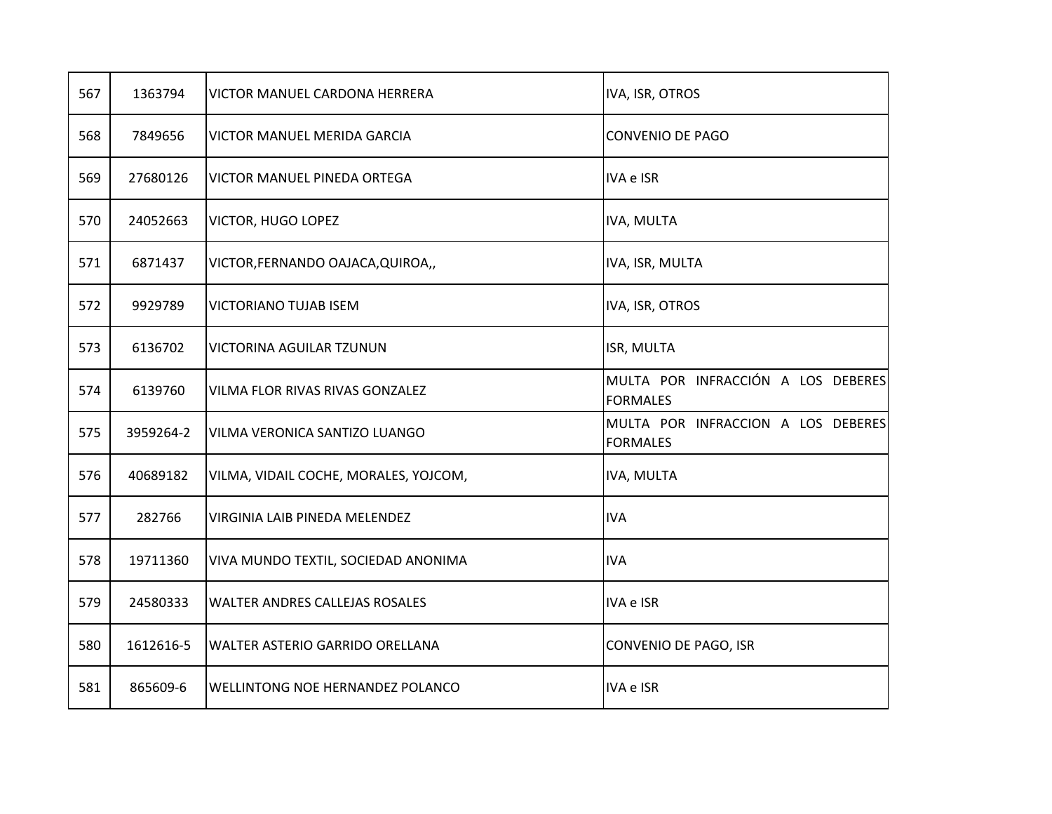| | | | |
|---|---|---|---|
| 567 | 1363794 | VICTOR MANUEL CARDONA HERRERA | IVA, ISR, OTROS |
| 568 | 7849656 | VICTOR MANUEL MERIDA GARCIA | CONVENIO DE PAGO |
| 569 | 27680126 | VICTOR MANUEL PINEDA ORTEGA | IVA e ISR |
| 570 | 24052663 | VICTOR, HUGO LOPEZ | IVA, MULTA |
| 571 | 6871437 | VICTOR,FERNANDO OAJACA,QUIROA,, | IVA, ISR, MULTA |
| 572 | 9929789 | VICTORIANO TUJAB ISEM | IVA, ISR, OTROS |
| 573 | 6136702 | VICTORINA AGUILAR TZUNUN | ISR, MULTA |
| 574 | 6139760 | VILMA FLOR RIVAS RIVAS GONZALEZ | MULTA POR INFRACCIÓN A LOS DEBERES FORMALES |
| 575 | 3959264-2 | VILMA VERONICA SANTIZO LUANGO | MULTA POR INFRACCION A LOS DEBERES FORMALES |
| 576 | 40689182 | VILMA, VIDAIL COCHE, MORALES, YOJCOM, | IVA, MULTA |
| 577 | 282766 | VIRGINIA LAIB PINEDA MELENDEZ | IVA |
| 578 | 19711360 | VIVA MUNDO TEXTIL, SOCIEDAD ANONIMA | IVA |
| 579 | 24580333 | WALTER ANDRES CALLEJAS ROSALES | IVA e ISR |
| 580 | 1612616-5 | WALTER ASTERIO GARRIDO ORELLANA | CONVENIO DE PAGO, ISR |
| 581 | 865609-6 | WELLINTONG NOE HERNANDEZ POLANCO | IVA e ISR |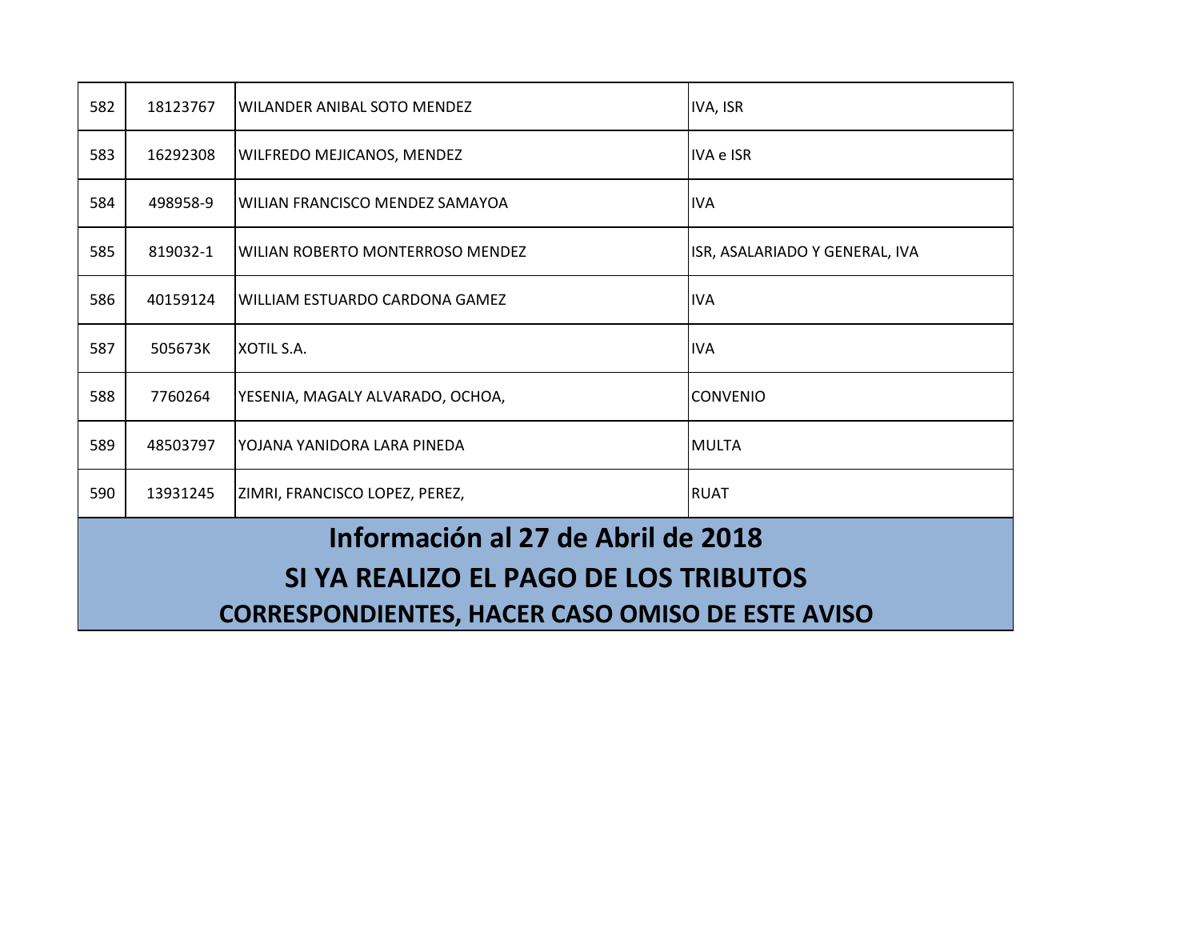| | | | |
|---|---|---|---|
| 582 | 18123767 | WILANDER ANIBAL SOTO MENDEZ | IVA, ISR |
| 583 | 16292308 | WILFREDO MEJICANOS, MENDEZ | IVA e ISR |
| 584 | 498958-9 | WILIAN FRANCISCO MENDEZ SAMAYOA | IVA |
| 585 | 819032-1 | WILIAN ROBERTO MONTERROSO MENDEZ | ISR, ASALARIADO Y GENERAL, IVA |
| 586 | 40159124 | WILLIAM ESTUARDO CARDONA GAMEZ | IVA |
| 587 | 505673K | XOTIL S.A. | IVA |
| 588 | 7760264 | YESENIA, MAGALY ALVARADO, OCHOA, | CONVENIO |
| 589 | 48503797 | YOJANA YANIDORA LARA PINEDA | MULTA |
| 590 | 13931245 | ZIMRI, FRANCISCO LOPEZ, PEREZ, | RUAT |

**Información al 27 de Abril de 2018**

**SI YA REALIZO EL PAGO DE LOS TRIBUTOS CORRESPONDIENTES, HACER CASO OMISO DE ESTE AVISO**